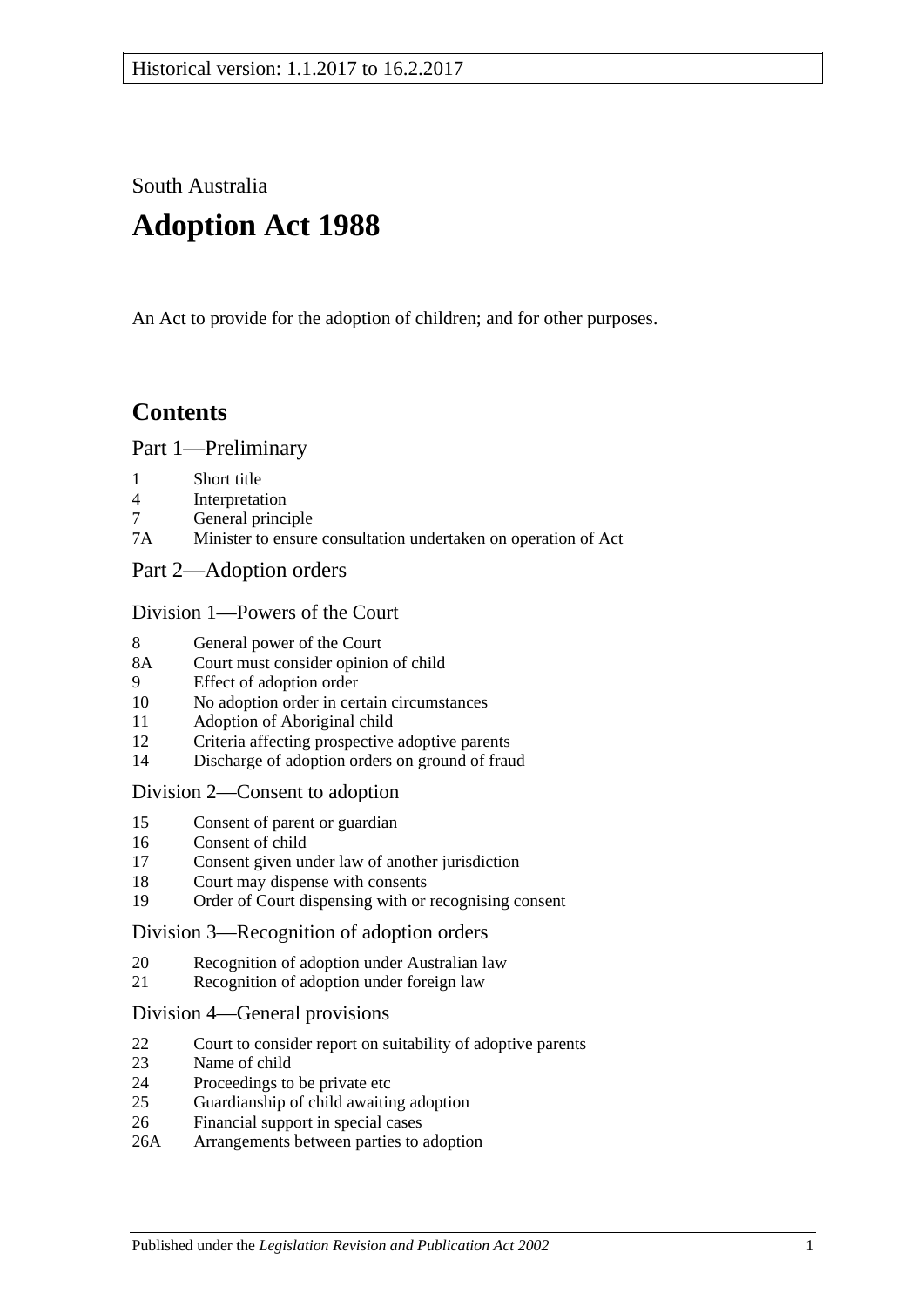Historical version: 1.1.2017 to 16.2.2017

South Australia

# Adoption Act 1988

An Act to provide for the adoption of children; and for other purposes.

## Contents

### Part 1—Preliminary

1 Short title
4 Interpretation
7 General principle
7A Minister to ensure consultation undertaken on operation of Act

### Part 2—Adoption orders

#### Division 1—Powers of the Court

8 General power of the Court
8A Court must consider opinion of child
9 Effect of adoption order
10 No adoption order in certain circumstances
11 Adoption of Aboriginal child
12 Criteria affecting prospective adoptive parents
14 Discharge of adoption orders on ground of fraud

#### Division 2—Consent to adoption

15 Consent of parent or guardian
16 Consent of child
17 Consent given under law of another jurisdiction
18 Court may dispense with consents
19 Order of Court dispensing with or recognising consent

#### Division 3—Recognition of adoption orders

20 Recognition of adoption under Australian law
21 Recognition of adoption under foreign law

#### Division 4—General provisions

22 Court to consider report on suitability of adoptive parents
23 Name of child
24 Proceedings to be private etc
25 Guardianship of child awaiting adoption
26 Financial support in special cases
26A Arrangements between parties to adoption

Published under the *Legislation Revision and Publication Act 2002*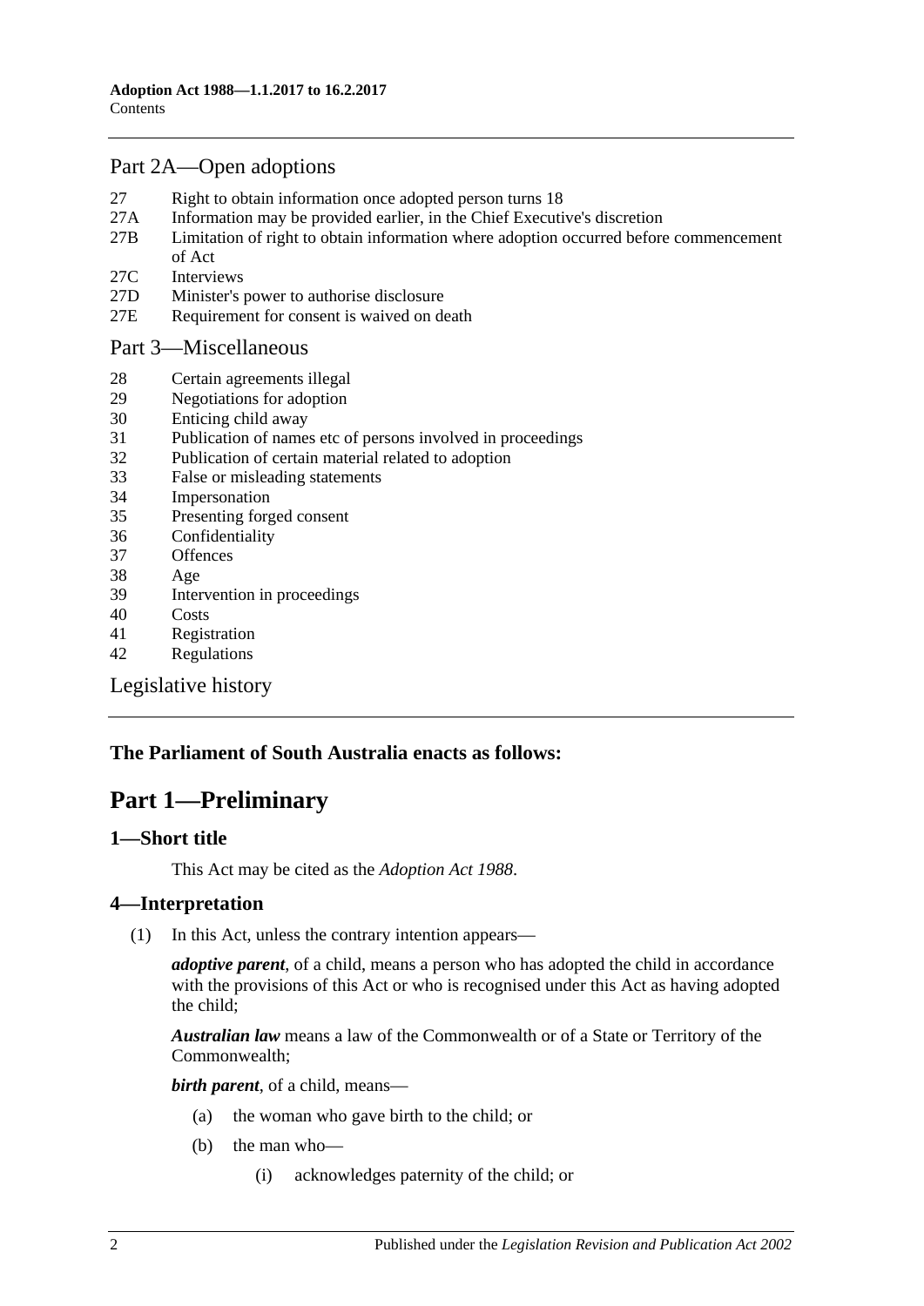## Part 2A—Open adoptions

27 Right to obtain information once adopted person turns 18
27A Information may be provided earlier, in the Chief Executive's discretion
27B Limitation of right to obtain information where adoption occurred before commencement of Act
27C Interviews
27D Minister's power to authorise disclosure
27E Requirement for consent is waived on death

## Part 3—Miscellaneous

28 Certain agreements illegal
29 Negotiations for adoption
30 Enticing child away
31 Publication of names etc of persons involved in proceedings
32 Publication of certain material related to adoption
33 False or misleading statements
34 Impersonation
35 Presenting forged consent
36 Confidentiality
37 Offences
38 Age
39 Intervention in proceedings
40 Costs
41 Registration
42 Regulations

Legislative history

**The Parliament of South Australia enacts as follows:**

# Part 1—Preliminary

### 1—Short title

This Act may be cited as the *Adoption Act 1988*.

### 4—Interpretation

(1) In this Act, unless the contrary intention appears—

***adoptive parent***, of a child, means a person who has adopted the child in accordance with the provisions of this Act or who is recognised under this Act as having adopted the child;

***Australian law*** means a law of the Commonwealth or of a State or Territory of the Commonwealth;

***birth parent***, of a child, means—

(a) the woman who gave birth to the child; or

(b) the man who—

(i) acknowledges paternity of the child; or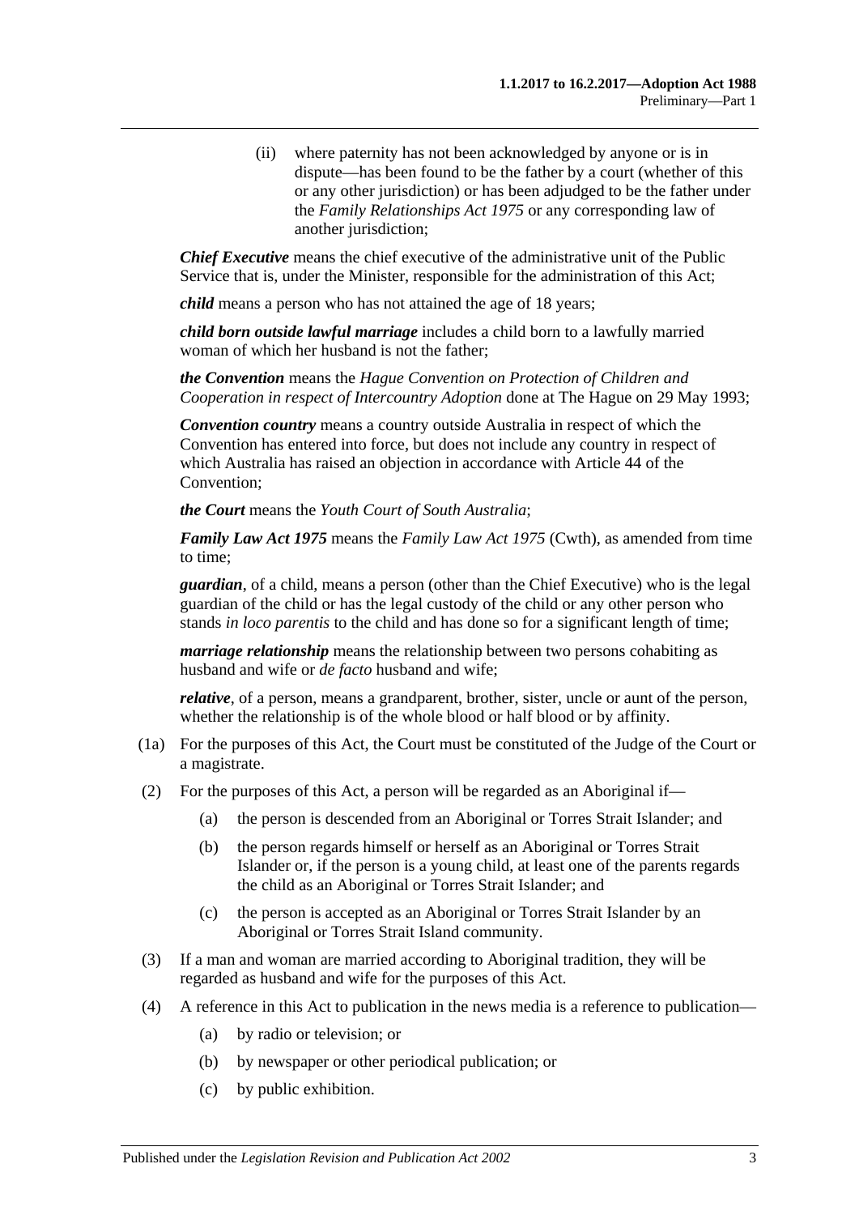(ii) where paternity has not been acknowledged by anyone or is in dispute—has been found to be the father by a court (whether of this or any other jurisdiction) or has been adjudged to be the father under the *Family Relationships Act 1975* or any corresponding law of another jurisdiction;

***Chief Executive*** means the chief executive of the administrative unit of the Public Service that is, under the Minister, responsible for the administration of this Act;

***child*** means a person who has not attained the age of 18 years;

***child born outside lawful marriage*** includes a child born to a lawfully married woman of which her husband is not the father;

***the Convention*** means the *Hague Convention on Protection of Children and Cooperation in respect of Intercountry Adoption* done at The Hague on 29 May 1993;

***Convention country*** means a country outside Australia in respect of which the Convention has entered into force, but does not include any country in respect of which Australia has raised an objection in accordance with Article 44 of the Convention;

***the Court*** means the *Youth Court of South Australia*;

***Family Law Act 1975*** means the *Family Law Act 1975* (Cwth), as amended from time to time;

***guardian***, of a child, means a person (other than the Chief Executive) who is the legal guardian of the child or has the legal custody of the child or any other person who stands *in loco parentis* to the child and has done so for a significant length of time;

***marriage relationship*** means the relationship between two persons cohabiting as husband and wife or *de facto* husband and wife;

***relative***, of a person, means a grandparent, brother, sister, uncle or aunt of the person, whether the relationship is of the whole blood or half blood or by affinity.

(1a) For the purposes of this Act, the Court must be constituted of the Judge of the Court or a magistrate.

(2) For the purposes of this Act, a person will be regarded as an Aboriginal if—

(a) the person is descended from an Aboriginal or Torres Strait Islander; and

(b) the person regards himself or herself as an Aboriginal or Torres Strait Islander or, if the person is a young child, at least one of the parents regards the child as an Aboriginal or Torres Strait Islander; and

(c) the person is accepted as an Aboriginal or Torres Strait Islander by an Aboriginal or Torres Strait Island community.

(3) If a man and woman are married according to Aboriginal tradition, they will be regarded as husband and wife for the purposes of this Act.

(4) A reference in this Act to publication in the news media is a reference to publication—

(a) by radio or television; or

(b) by newspaper or other periodical publication; or

(c) by public exhibition.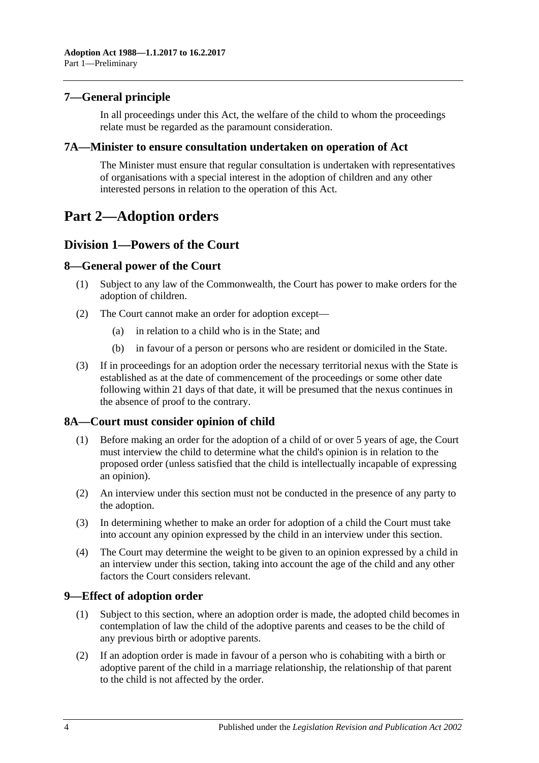## 7—General principle

In all proceedings under this Act, the welfare of the child to whom the proceedings relate must be regarded as the paramount consideration.

## 7A—Minister to ensure consultation undertaken on operation of Act

The Minister must ensure that regular consultation is undertaken with representatives of organisations with a special interest in the adoption of children and any other interested persons in relation to the operation of this Act.

# Part 2—Adoption orders

## Division 1—Powers of the Court

### 8—General power of the Court

(1) Subject to any law of the Commonwealth, the Court has power to make orders for the adoption of children.

(2) The Court cannot make an order for adoption except—

  (a) in relation to a child who is in the State; and

  (b) in favour of a person or persons who are resident or domiciled in the State.

(3) If in proceedings for an adoption order the necessary territorial nexus with the State is established as at the date of commencement of the proceedings or some other date following within 21 days of that date, it will be presumed that the nexus continues in the absence of proof to the contrary.

### 8A—Court must consider opinion of child

(1) Before making an order for the adoption of a child of or over 5 years of age, the Court must interview the child to determine what the child's opinion is in relation to the proposed order (unless satisfied that the child is intellectually incapable of expressing an opinion).

(2) An interview under this section must not be conducted in the presence of any party to the adoption.

(3) In determining whether to make an order for adoption of a child the Court must take into account any opinion expressed by the child in an interview under this section.

(4) The Court may determine the weight to be given to an opinion expressed by a child in an interview under this section, taking into account the age of the child and any other factors the Court considers relevant.

### 9—Effect of adoption order

(1) Subject to this section, where an adoption order is made, the adopted child becomes in contemplation of law the child of the adoptive parents and ceases to be the child of any previous birth or adoptive parents.

(2) If an adoption order is made in favour of a person who is cohabiting with a birth or adoptive parent of the child in a marriage relationship, the relationship of that parent to the child is not affected by the order.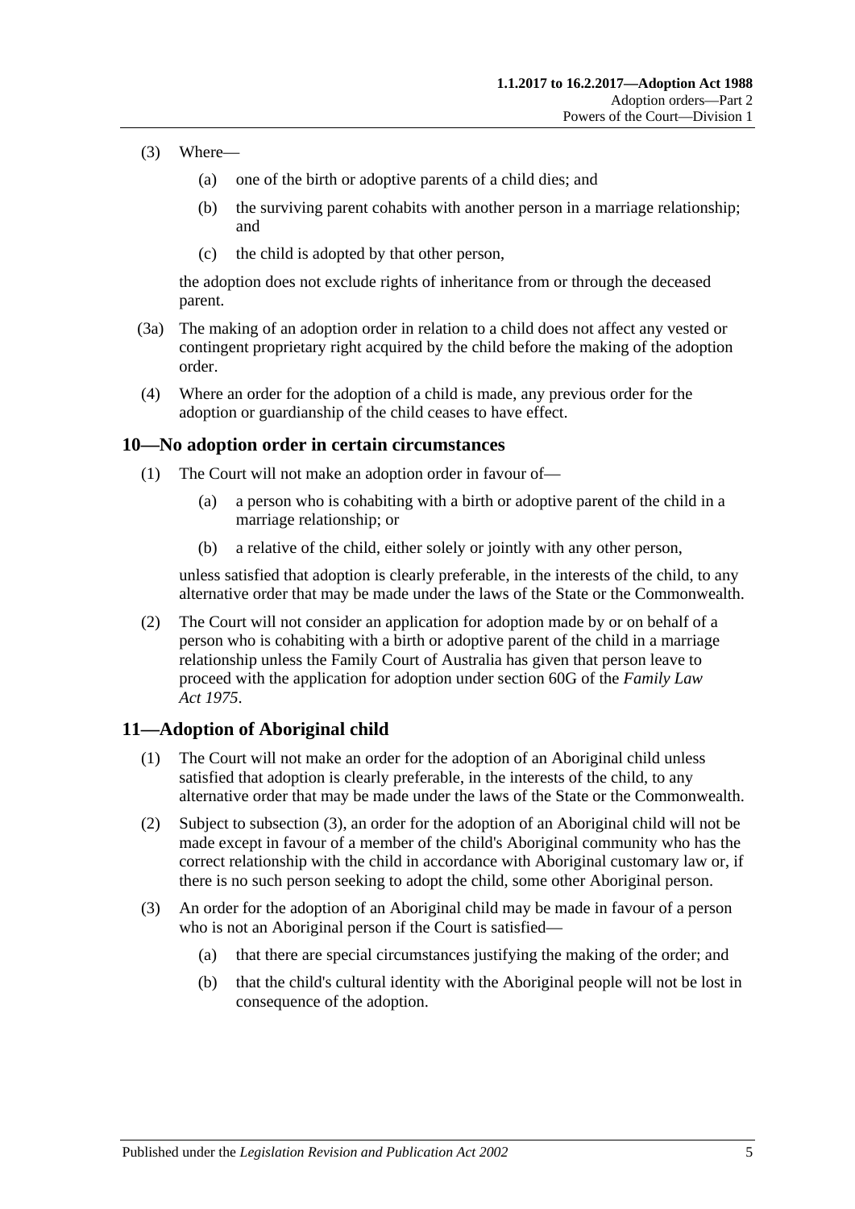(3) Where—

(a) one of the birth or adoptive parents of a child dies; and

(b) the surviving parent cohabits with another person in a marriage relationship; and

(c) the child is adopted by that other person,

the adoption does not exclude rights of inheritance from or through the deceased parent.

(3a) The making of an adoption order in relation to a child does not affect any vested or contingent proprietary right acquired by the child before the making of the adoption order.

(4) Where an order for the adoption of a child is made, any previous order for the adoption or guardianship of the child ceases to have effect.

## 10—No adoption order in certain circumstances

(1) The Court will not make an adoption order in favour of—

(a) a person who is cohabiting with a birth or adoptive parent of the child in a marriage relationship; or

(b) a relative of the child, either solely or jointly with any other person,

unless satisfied that adoption is clearly preferable, in the interests of the child, to any alternative order that may be made under the laws of the State or the Commonwealth.

(2) The Court will not consider an application for adoption made by or on behalf of a person who is cohabiting with a birth or adoptive parent of the child in a marriage relationship unless the Family Court of Australia has given that person leave to proceed with the application for adoption under section 60G of the *Family Law Act 1975*.

## 11—Adoption of Aboriginal child

(1) The Court will not make an order for the adoption of an Aboriginal child unless satisfied that adoption is clearly preferable, in the interests of the child, to any alternative order that may be made under the laws of the State or the Commonwealth.

(2) Subject to subsection (3), an order for the adoption of an Aboriginal child will not be made except in favour of a member of the child's Aboriginal community who has the correct relationship with the child in accordance with Aboriginal customary law or, if there is no such person seeking to adopt the child, some other Aboriginal person.

(3) An order for the adoption of an Aboriginal child may be made in favour of a person who is not an Aboriginal person if the Court is satisfied—

(a) that there are special circumstances justifying the making of the order; and

(b) that the child's cultural identity with the Aboriginal people will not be lost in consequence of the adoption.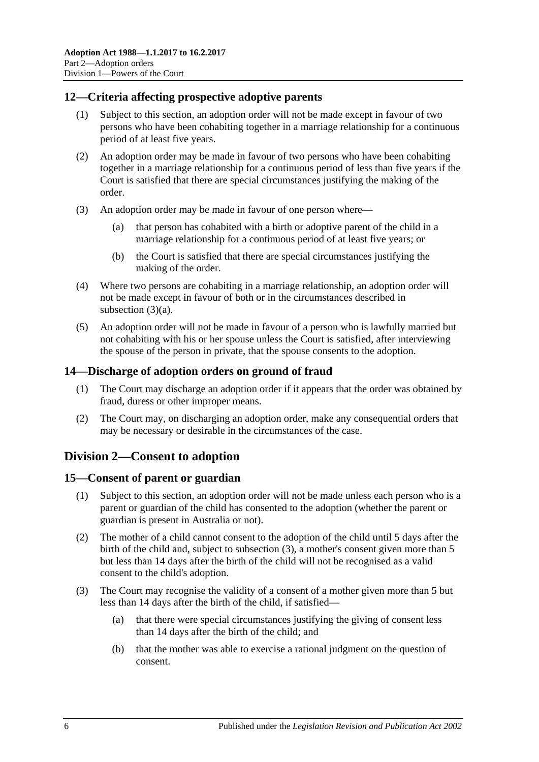## 12—Criteria affecting prospective adoptive parents

(1) Subject to this section, an adoption order will not be made except in favour of two persons who have been cohabiting together in a marriage relationship for a continuous period of at least five years.

(2) An adoption order may be made in favour of two persons who have been cohabiting together in a marriage relationship for a continuous period of less than five years if the Court is satisfied that there are special circumstances justifying the making of the order.

(3) An adoption order may be made in favour of one person where—

(a) that person has cohabited with a birth or adoptive parent of the child in a marriage relationship for a continuous period of at least five years; or

(b) the Court is satisfied that there are special circumstances justifying the making of the order.

(4) Where two persons are cohabiting in a marriage relationship, an adoption order will not be made except in favour of both or in the circumstances described in subsection (3)(a).

(5) An adoption order will not be made in favour of a person who is lawfully married but not cohabiting with his or her spouse unless the Court is satisfied, after interviewing the spouse of the person in private, that the spouse consents to the adoption.

## 14—Discharge of adoption orders on ground of fraud

(1) The Court may discharge an adoption order if it appears that the order was obtained by fraud, duress or other improper means.

(2) The Court may, on discharging an adoption order, make any consequential orders that may be necessary or desirable in the circumstances of the case.

# Division 2—Consent to adoption

## 15—Consent of parent or guardian

(1) Subject to this section, an adoption order will not be made unless each person who is a parent or guardian of the child has consented to the adoption (whether the parent or guardian is present in Australia or not).

(2) The mother of a child cannot consent to the adoption of the child until 5 days after the birth of the child and, subject to subsection (3), a mother's consent given more than 5 but less than 14 days after the birth of the child will not be recognised as a valid consent to the child's adoption.

(3) The Court may recognise the validity of a consent of a mother given more than 5 but less than 14 days after the birth of the child, if satisfied—

(a) that there were special circumstances justifying the giving of consent less than 14 days after the birth of the child; and

(b) that the mother was able to exercise a rational judgment on the question of consent.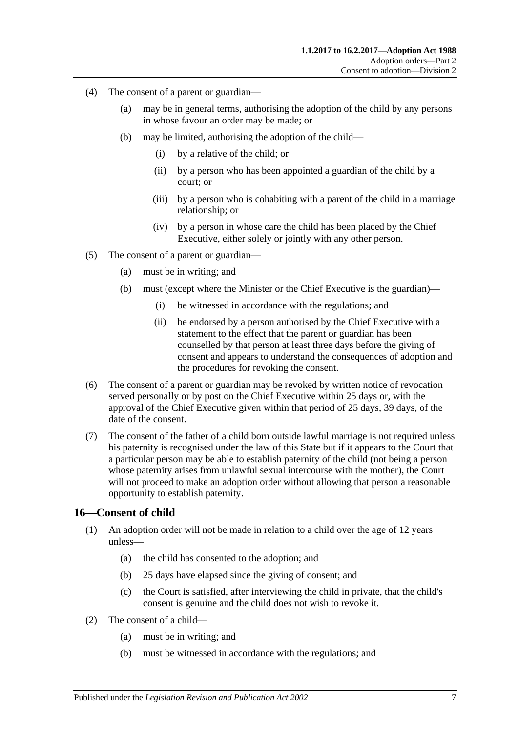(4) The consent of a parent or guardian—

  (a) may be in general terms, authorising the adoption of the child by any persons in whose favour an order may be made; or

  (b) may be limited, authorising the adoption of the child—

    (i) by a relative of the child; or

    (ii) by a person who has been appointed a guardian of the child by a court; or

    (iii) by a person who is cohabiting with a parent of the child in a marriage relationship; or

    (iv) by a person in whose care the child has been placed by the Chief Executive, either solely or jointly with any other person.

(5) The consent of a parent or guardian—

  (a) must be in writing; and

  (b) must (except where the Minister or the Chief Executive is the guardian)—

    (i) be witnessed in accordance with the regulations; and

    (ii) be endorsed by a person authorised by the Chief Executive with a statement to the effect that the parent or guardian has been counselled by that person at least three days before the giving of consent and appears to understand the consequences of adoption and the procedures for revoking the consent.

(6) The consent of a parent or guardian may be revoked by written notice of revocation served personally or by post on the Chief Executive within 25 days or, with the approval of the Chief Executive given within that period of 25 days, 39 days, of the date of the consent.

(7) The consent of the father of a child born outside lawful marriage is not required unless his paternity is recognised under the law of this State but if it appears to the Court that a particular person may be able to establish paternity of the child (not being a person whose paternity arises from unlawful sexual intercourse with the mother), the Court will not proceed to make an adoption order without allowing that person a reasonable opportunity to establish paternity.

## 16—Consent of child

(1) An adoption order will not be made in relation to a child over the age of 12 years unless—

  (a) the child has consented to the adoption; and

  (b) 25 days have elapsed since the giving of consent; and

  (c) the Court is satisfied, after interviewing the child in private, that the child's consent is genuine and the child does not wish to revoke it.

(2) The consent of a child—

  (a) must be in writing; and

  (b) must be witnessed in accordance with the regulations; and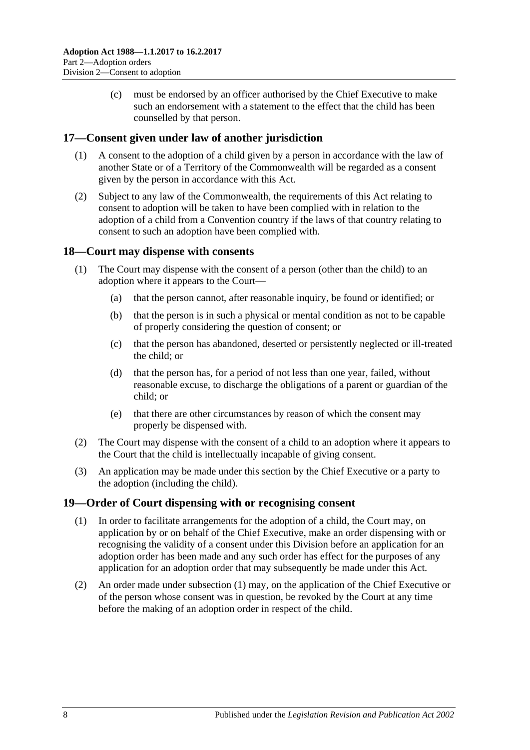(c) must be endorsed by an officer authorised by the Chief Executive to make such an endorsement with a statement to the effect that the child has been counselled by that person.

## 17—Consent given under law of another jurisdiction

(1) A consent to the adoption of a child given by a person in accordance with the law of another State or of a Territory of the Commonwealth will be regarded as a consent given by the person in accordance with this Act.

(2) Subject to any law of the Commonwealth, the requirements of this Act relating to consent to adoption will be taken to have been complied with in relation to the adoption of a child from a Convention country if the laws of that country relating to consent to such an adoption have been complied with.

## 18—Court may dispense with consents

(1) The Court may dispense with the consent of a person (other than the child) to an adoption where it appears to the Court—

(a) that the person cannot, after reasonable inquiry, be found or identified; or

(b) that the person is in such a physical or mental condition as not to be capable of properly considering the question of consent; or

(c) that the person has abandoned, deserted or persistently neglected or ill-treated the child; or

(d) that the person has, for a period of not less than one year, failed, without reasonable excuse, to discharge the obligations of a parent or guardian of the child; or

(e) that there are other circumstances by reason of which the consent may properly be dispensed with.

(2) The Court may dispense with the consent of a child to an adoption where it appears to the Court that the child is intellectually incapable of giving consent.

(3) An application may be made under this section by the Chief Executive or a party to the adoption (including the child).

## 19—Order of Court dispensing with or recognising consent

(1) In order to facilitate arrangements for the adoption of a child, the Court may, on application by or on behalf of the Chief Executive, make an order dispensing with or recognising the validity of a consent under this Division before an application for an adoption order has been made and any such order has effect for the purposes of any application for an adoption order that may subsequently be made under this Act.

(2) An order made under subsection (1) may, on the application of the Chief Executive or of the person whose consent was in question, be revoked by the Court at any time before the making of an adoption order in respect of the child.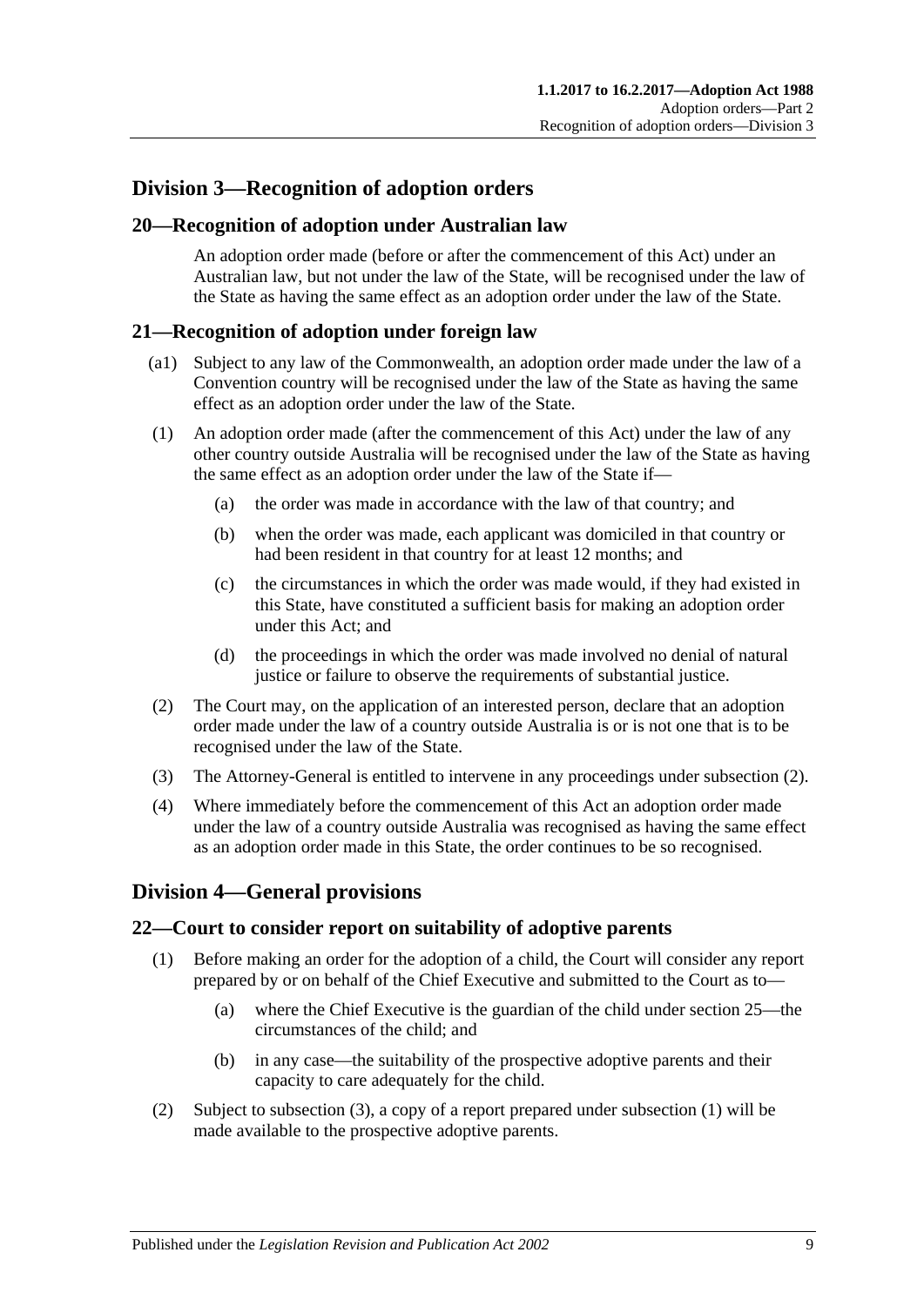## Division 3—Recognition of adoption orders

### 20—Recognition of adoption under Australian law

An adoption order made (before or after the commencement of this Act) under an Australian law, but not under the law of the State, will be recognised under the law of the State as having the same effect as an adoption order under the law of the State.

### 21—Recognition of adoption under foreign law

(a1) Subject to any law of the Commonwealth, an adoption order made under the law of a Convention country will be recognised under the law of the State as having the same effect as an adoption order under the law of the State.

(1) An adoption order made (after the commencement of this Act) under the law of any other country outside Australia will be recognised under the law of the State as having the same effect as an adoption order under the law of the State if—

   (a) the order was made in accordance with the law of that country; and

   (b) when the order was made, each applicant was domiciled in that country or had been resident in that country for at least 12 months; and

   (c) the circumstances in which the order was made would, if they had existed in this State, have constituted a sufficient basis for making an adoption order under this Act; and

   (d) the proceedings in which the order was made involved no denial of natural justice or failure to observe the requirements of substantial justice.

(2) The Court may, on the application of an interested person, declare that an adoption order made under the law of a country outside Australia is or is not one that is to be recognised under the law of the State.

(3) The Attorney-General is entitled to intervene in any proceedings under subsection (2).

(4) Where immediately before the commencement of this Act an adoption order made under the law of a country outside Australia was recognised as having the same effect as an adoption order made in this State, the order continues to be so recognised.

## Division 4—General provisions

### 22—Court to consider report on suitability of adoptive parents

(1) Before making an order for the adoption of a child, the Court will consider any report prepared by or on behalf of the Chief Executive and submitted to the Court as to—

   (a) where the Chief Executive is the guardian of the child under section 25—the circumstances of the child; and

   (b) in any case—the suitability of the prospective adoptive parents and their capacity to care adequately for the child.

(2) Subject to subsection (3), a copy of a report prepared under subsection (1) will be made available to the prospective adoptive parents.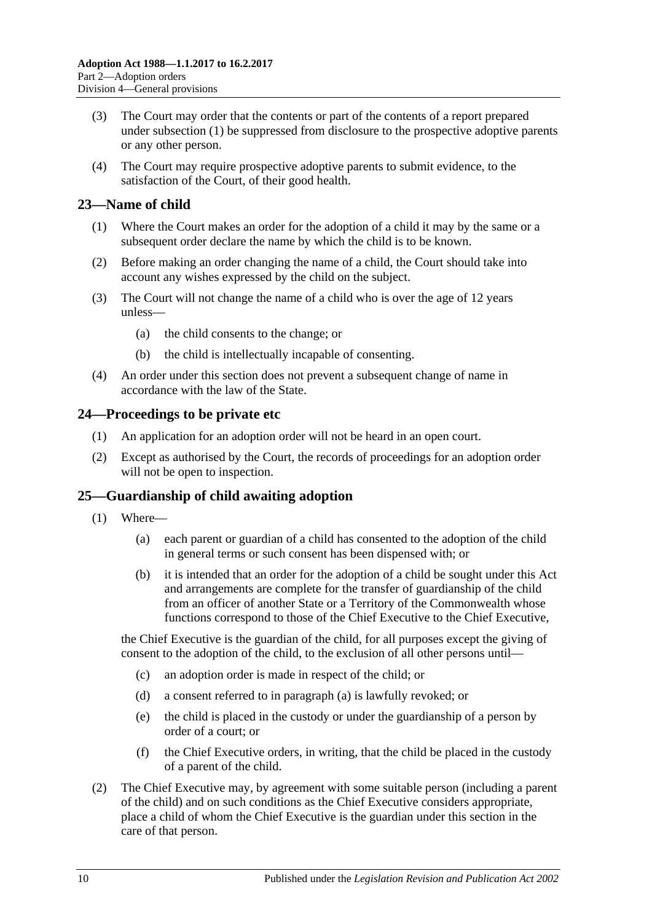(3) The Court may order that the contents or part of the contents of a report prepared under subsection (1) be suppressed from disclosure to the prospective adoptive parents or any other person.

(4) The Court may require prospective adoptive parents to submit evidence, to the satisfaction of the Court, of their good health.

## 23—Name of child

(1) Where the Court makes an order for the adoption of a child it may by the same or a subsequent order declare the name by which the child is to be known.

(2) Before making an order changing the name of a child, the Court should take into account any wishes expressed by the child on the subject.

(3) The Court will not change the name of a child who is over the age of 12 years unless—

- (a) the child consents to the change; or
- (b) the child is intellectually incapable of consenting.

(4) An order under this section does not prevent a subsequent change of name in accordance with the law of the State.

## 24—Proceedings to be private etc

(1) An application for an adoption order will not be heard in an open court.

(2) Except as authorised by the Court, the records of proceedings for an adoption order will not be open to inspection.

## 25—Guardianship of child awaiting adoption

(1) Where—

- (a) each parent or guardian of a child has consented to the adoption of the child in general terms or such consent has been dispensed with; or
- (b) it is intended that an order for the adoption of a child be sought under this Act and arrangements are complete for the transfer of guardianship of the child from an officer of another State or a Territory of the Commonwealth whose functions correspond to those of the Chief Executive to the Chief Executive,

the Chief Executive is the guardian of the child, for all purposes except the giving of consent to the adoption of the child, to the exclusion of all other persons until—

- (c) an adoption order is made in respect of the child; or
- (d) a consent referred to in paragraph (a) is lawfully revoked; or
- (e) the child is placed in the custody or under the guardianship of a person by order of a court; or
- (f) the Chief Executive orders, in writing, that the child be placed in the custody of a parent of the child.

(2) The Chief Executive may, by agreement with some suitable person (including a parent of the child) and on such conditions as the Chief Executive considers appropriate, place a child of whom the Chief Executive is the guardian under this section in the care of that person.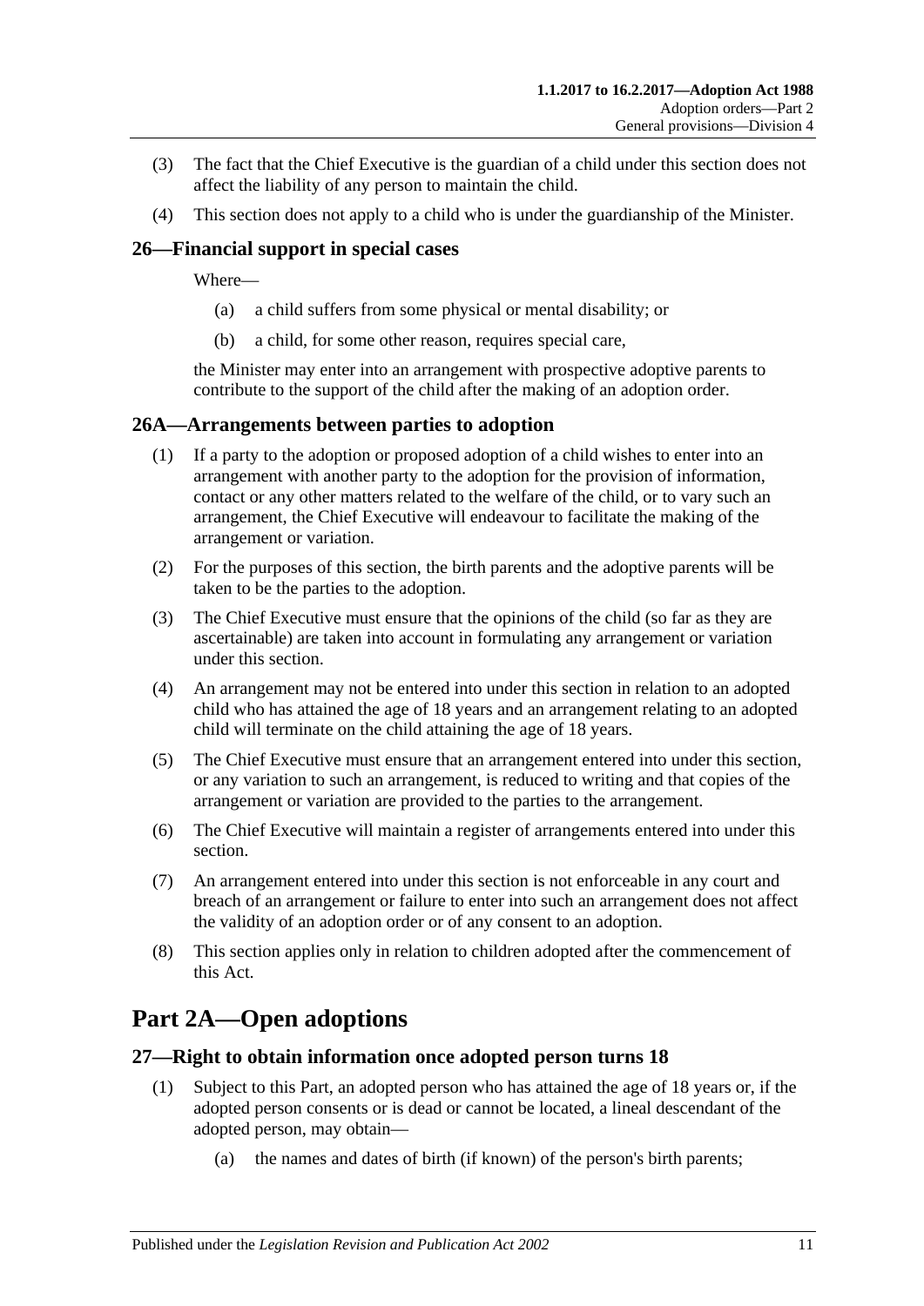(3) The fact that the Chief Executive is the guardian of a child under this section does not affect the liability of any person to maintain the child.

(4) This section does not apply to a child who is under the guardianship of the Minister.

### 26—Financial support in special cases

Where—

(a) a child suffers from some physical or mental disability; or

(b) a child, for some other reason, requires special care,

the Minister may enter into an arrangement with prospective adoptive parents to contribute to the support of the child after the making of an adoption order.

### 26A—Arrangements between parties to adoption

(1) If a party to the adoption or proposed adoption of a child wishes to enter into an arrangement with another party to the adoption for the provision of information, contact or any other matters related to the welfare of the child, or to vary such an arrangement, the Chief Executive will endeavour to facilitate the making of the arrangement or variation.

(2) For the purposes of this section, the birth parents and the adoptive parents will be taken to be the parties to the adoption.

(3) The Chief Executive must ensure that the opinions of the child (so far as they are ascertainable) are taken into account in formulating any arrangement or variation under this section.

(4) An arrangement may not be entered into under this section in relation to an adopted child who has attained the age of 18 years and an arrangement relating to an adopted child will terminate on the child attaining the age of 18 years.

(5) The Chief Executive must ensure that an arrangement entered into under this section, or any variation to such an arrangement, is reduced to writing and that copies of the arrangement or variation are provided to the parties to the arrangement.

(6) The Chief Executive will maintain a register of arrangements entered into under this section.

(7) An arrangement entered into under this section is not enforceable in any court and breach of an arrangement or failure to enter into such an arrangement does not affect the validity of an adoption order or of any consent to an adoption.

(8) This section applies only in relation to children adopted after the commencement of this Act.

## Part 2A—Open adoptions

### 27—Right to obtain information once adopted person turns 18

(1) Subject to this Part, an adopted person who has attained the age of 18 years or, if the adopted person consents or is dead or cannot be located, a lineal descendant of the adopted person, may obtain—

(a) the names and dates of birth (if known) of the person's birth parents;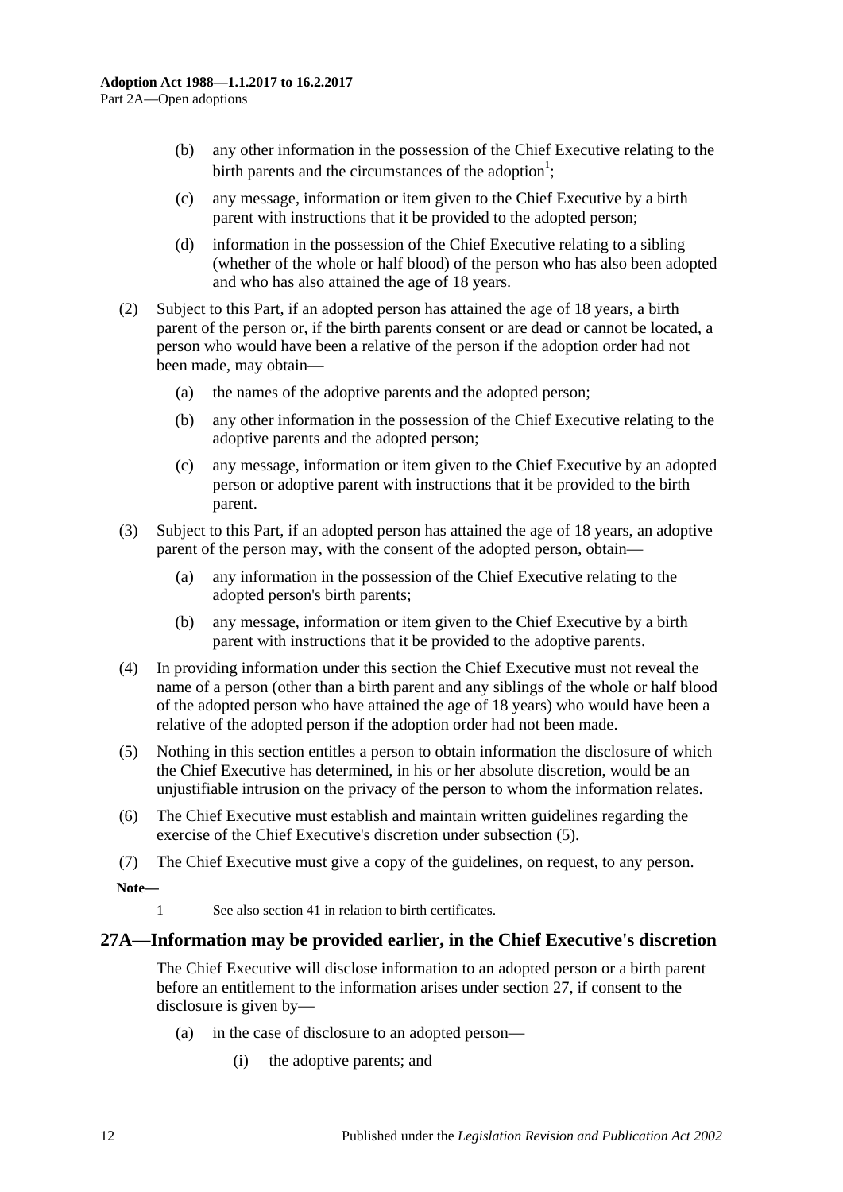(b) any other information in the possession of the Chief Executive relating to the birth parents and the circumstances of the adoption[1];

(c) any message, information or item given to the Chief Executive by a birth parent with instructions that it be provided to the adopted person;

(d) information in the possession of the Chief Executive relating to a sibling (whether of the whole or half blood) of the person who has also been adopted and who has also attained the age of 18 years.

(2) Subject to this Part, if an adopted person has attained the age of 18 years, a birth parent of the person or, if the birth parents consent or are dead or cannot be located, a person who would have been a relative of the person if the adoption order had not been made, may obtain—

(a) the names of the adoptive parents and the adopted person;

(b) any other information in the possession of the Chief Executive relating to the adoptive parents and the adopted person;

(c) any message, information or item given to the Chief Executive by an adopted person or adoptive parent with instructions that it be provided to the birth parent.

(3) Subject to this Part, if an adopted person has attained the age of 18 years, an adoptive parent of the person may, with the consent of the adopted person, obtain—

(a) any information in the possession of the Chief Executive relating to the adopted person's birth parents;

(b) any message, information or item given to the Chief Executive by a birth parent with instructions that it be provided to the adoptive parents.

(4) In providing information under this section the Chief Executive must not reveal the name of a person (other than a birth parent and any siblings of the whole or half blood of the adopted person who have attained the age of 18 years) who would have been a relative of the adopted person if the adoption order had not been made.

(5) Nothing in this section entitles a person to obtain information the disclosure of which the Chief Executive has determined, in his or her absolute discretion, would be an unjustifiable intrusion on the privacy of the person to whom the information relates.

(6) The Chief Executive must establish and maintain written guidelines regarding the exercise of the Chief Executive's discretion under subsection (5).

(7) The Chief Executive must give a copy of the guidelines, on request, to any person.

**Note—**

1 See also section 41 in relation to birth certificates.

## 27A—Information may be provided earlier, in the Chief Executive's discretion

The Chief Executive will disclose information to an adopted person or a birth parent before an entitlement to the information arises under section 27, if consent to the disclosure is given by—

(a) in the case of disclosure to an adopted person—

(i) the adoptive parents; and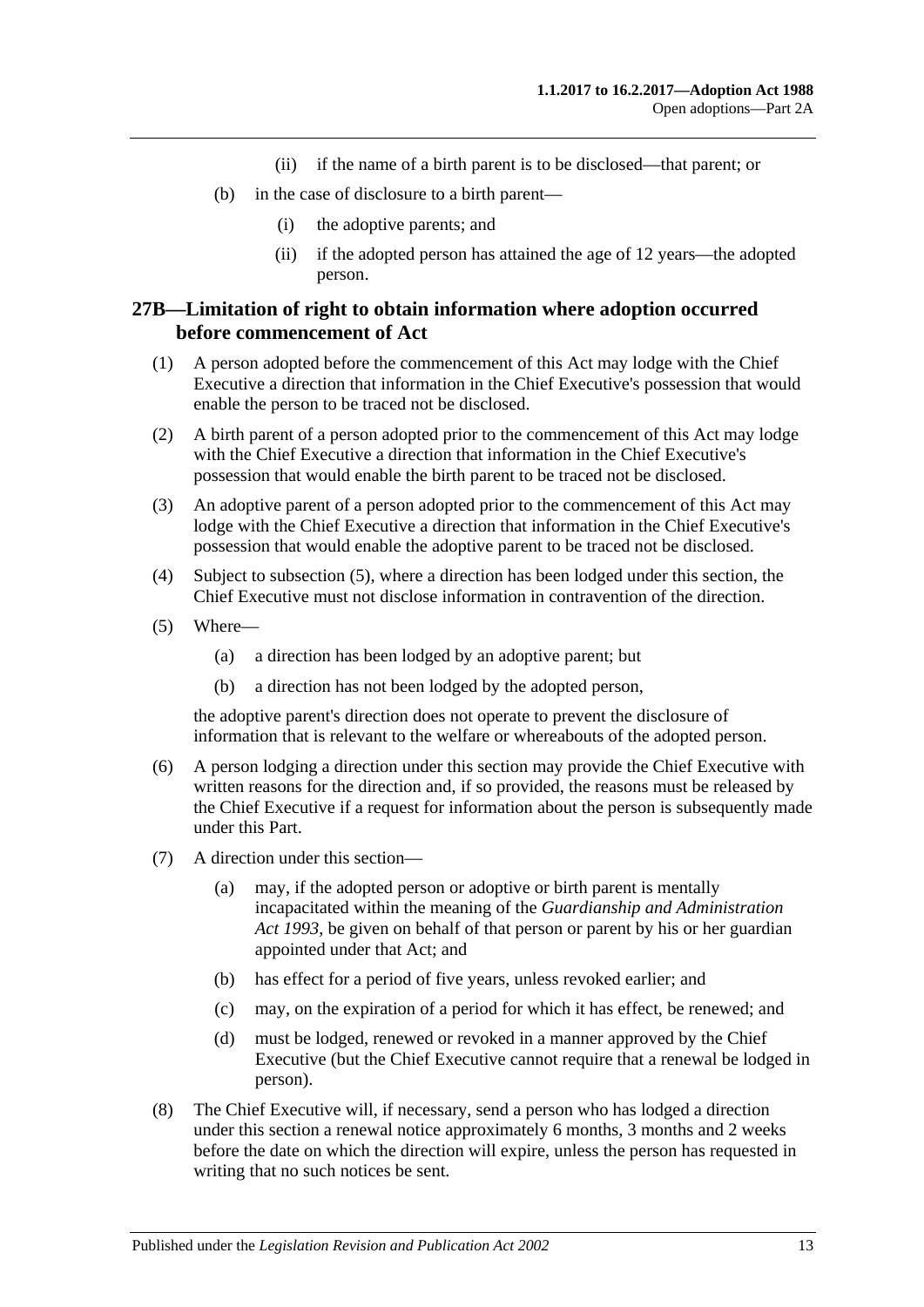(ii) if the name of a birth parent is to be disclosed—that parent; or

(b) in the case of disclosure to a birth parent—

(i) the adoptive parents; and

(ii) if the adopted person has attained the age of 12 years—the adopted person.

## 27B—Limitation of right to obtain information where adoption occurred before commencement of Act

(1) A person adopted before the commencement of this Act may lodge with the Chief Executive a direction that information in the Chief Executive's possession that would enable the person to be traced not be disclosed.

(2) A birth parent of a person adopted prior to the commencement of this Act may lodge with the Chief Executive a direction that information in the Chief Executive's possession that would enable the birth parent to be traced not be disclosed.

(3) An adoptive parent of a person adopted prior to the commencement of this Act may lodge with the Chief Executive a direction that information in the Chief Executive's possession that would enable the adoptive parent to be traced not be disclosed.

(4) Subject to subsection (5), where a direction has been lodged under this section, the Chief Executive must not disclose information in contravention of the direction.

(5) Where—

(a) a direction has been lodged by an adoptive parent; but

(b) a direction has not been lodged by the adopted person,

the adoptive parent's direction does not operate to prevent the disclosure of information that is relevant to the welfare or whereabouts of the adopted person.

(6) A person lodging a direction under this section may provide the Chief Executive with written reasons for the direction and, if so provided, the reasons must be released by the Chief Executive if a request for information about the person is subsequently made under this Part.

(7) A direction under this section—

(a) may, if the adopted person or adoptive or birth parent is mentally incapacitated within the meaning of the *Guardianship and Administration Act 1993*, be given on behalf of that person or parent by his or her guardian appointed under that Act; and

(b) has effect for a period of five years, unless revoked earlier; and

(c) may, on the expiration of a period for which it has effect, be renewed; and

(d) must be lodged, renewed or revoked in a manner approved by the Chief Executive (but the Chief Executive cannot require that a renewal be lodged in person).

(8) The Chief Executive will, if necessary, send a person who has lodged a direction under this section a renewal notice approximately 6 months, 3 months and 2 weeks before the date on which the direction will expire, unless the person has requested in writing that no such notices be sent.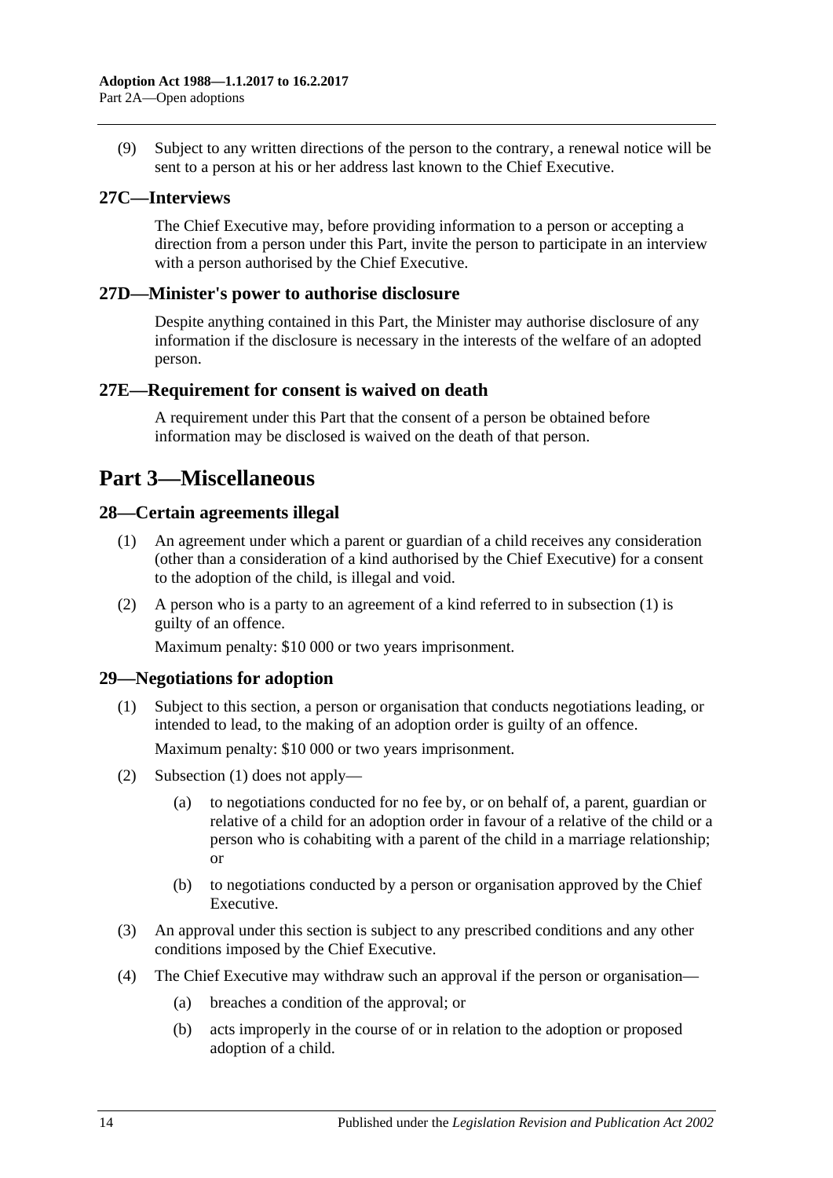(9) Subject to any written directions of the person to the contrary, a renewal notice will be sent to a person at his or her address last known to the Chief Executive.

### 27C—Interviews

The Chief Executive may, before providing information to a person or accepting a direction from a person under this Part, invite the person to participate in an interview with a person authorised by the Chief Executive.

### 27D—Minister's power to authorise disclosure

Despite anything contained in this Part, the Minister may authorise disclosure of any information if the disclosure is necessary in the interests of the welfare of an adopted person.

### 27E—Requirement for consent is waived on death

A requirement under this Part that the consent of a person be obtained before information may be disclosed is waived on the death of that person.

## Part 3—Miscellaneous

### 28—Certain agreements illegal

(1) An agreement under which a parent or guardian of a child receives any consideration (other than a consideration of a kind authorised by the Chief Executive) for a consent to the adoption of the child, is illegal and void.

(2) A person who is a party to an agreement of a kind referred to in subsection (1) is guilty of an offence.

Maximum penalty: $10 000 or two years imprisonment.

### 29—Negotiations for adoption

(1) Subject to this section, a person or organisation that conducts negotiations leading, or intended to lead, to the making of an adoption order is guilty of an offence.

Maximum penalty: $10 000 or two years imprisonment.

(2) Subsection (1) does not apply—

(a) to negotiations conducted for no fee by, or on behalf of, a parent, guardian or relative of a child for an adoption order in favour of a relative of the child or a person who is cohabiting with a parent of the child in a marriage relationship; or

(b) to negotiations conducted by a person or organisation approved by the Chief Executive.

(3) An approval under this section is subject to any prescribed conditions and any other conditions imposed by the Chief Executive.

(4) The Chief Executive may withdraw such an approval if the person or organisation—

(a) breaches a condition of the approval; or

(b) acts improperly in the course of or in relation to the adoption or proposed adoption of a child.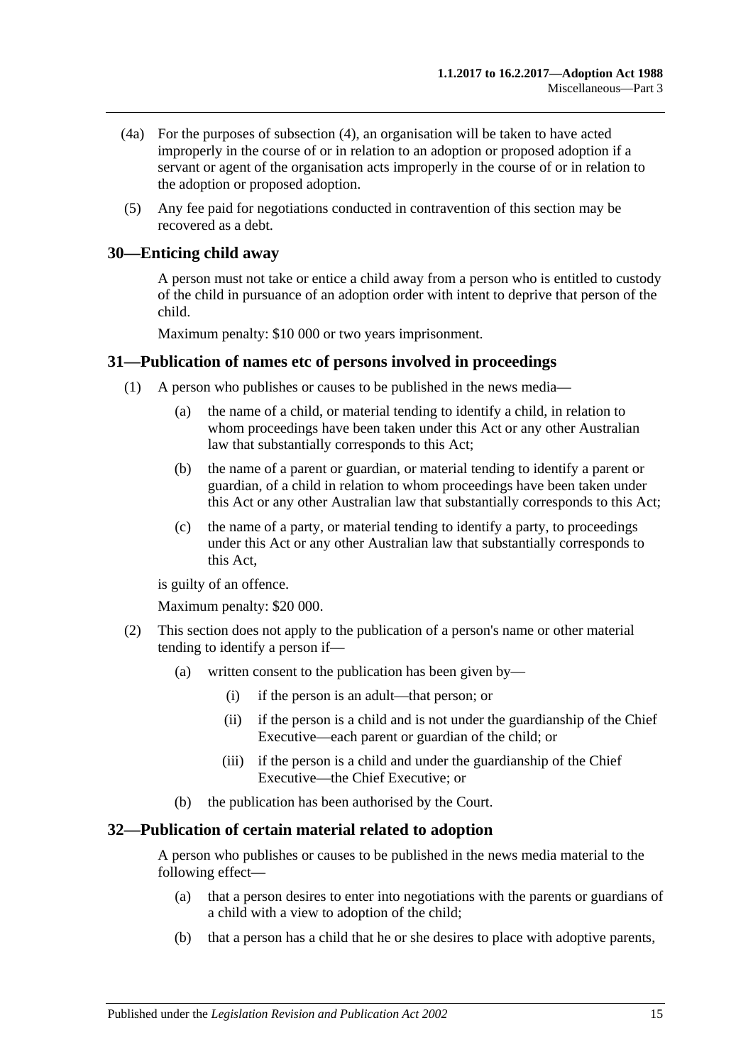(4a) For the purposes of subsection (4), an organisation will be taken to have acted improperly in the course of or in relation to an adoption or proposed adoption if a servant or agent of the organisation acts improperly in the course of or in relation to the adoption or proposed adoption.

(5) Any fee paid for negotiations conducted in contravention of this section may be recovered as a debt.

## 30—Enticing child away

A person must not take or entice a child away from a person who is entitled to custody of the child in pursuance of an adoption order with intent to deprive that person of the child.

Maximum penalty: $10 000 or two years imprisonment.

## 31—Publication of names etc of persons involved in proceedings

(1) A person who publishes or causes to be published in the news media—

(a) the name of a child, or material tending to identify a child, in relation to whom proceedings have been taken under this Act or any other Australian law that substantially corresponds to this Act;

(b) the name of a parent or guardian, or material tending to identify a parent or guardian, of a child in relation to whom proceedings have been taken under this Act or any other Australian law that substantially corresponds to this Act;

(c) the name of a party, or material tending to identify a party, to proceedings under this Act or any other Australian law that substantially corresponds to this Act,

is guilty of an offence.

Maximum penalty: $20 000.

(2) This section does not apply to the publication of a person's name or other material tending to identify a person if—

(a) written consent to the publication has been given by—

(i) if the person is an adult—that person; or

(ii) if the person is a child and is not under the guardianship of the Chief Executive—each parent or guardian of the child; or

(iii) if the person is a child and under the guardianship of the Chief Executive—the Chief Executive; or

(b) the publication has been authorised by the Court.

## 32—Publication of certain material related to adoption

A person who publishes or causes to be published in the news media material to the following effect—

(a) that a person desires to enter into negotiations with the parents or guardians of a child with a view to adoption of the child;

(b) that a person has a child that he or she desires to place with adoptive parents,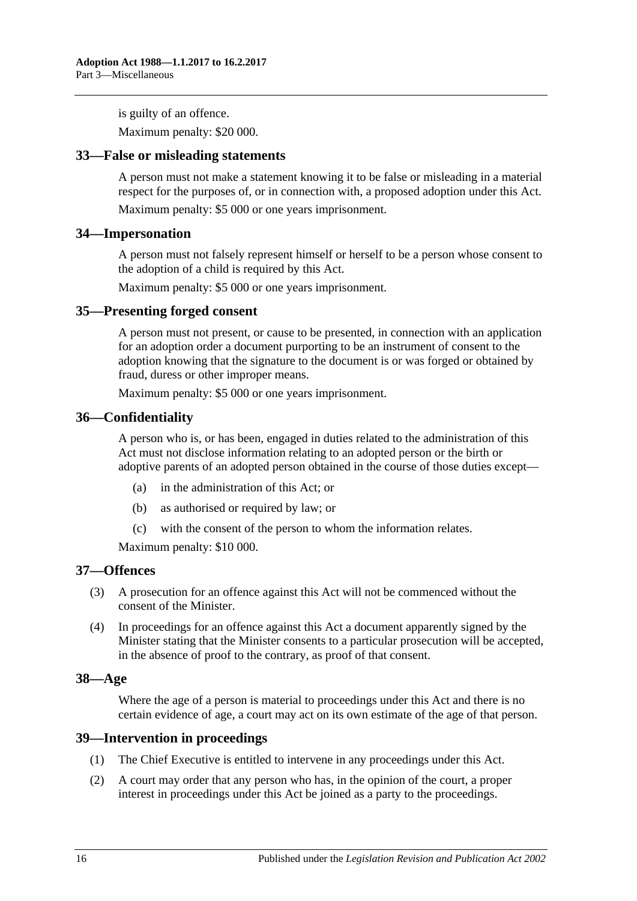is guilty of an offence.

Maximum penalty: $20 000.

## 33—False or misleading statements

A person must not make a statement knowing it to be false or misleading in a material respect for the purposes of, or in connection with, a proposed adoption under this Act.

Maximum penalty: $5 000 or one years imprisonment.

## 34—Impersonation

A person must not falsely represent himself or herself to be a person whose consent to the adoption of a child is required by this Act.

Maximum penalty: $5 000 or one years imprisonment.

## 35—Presenting forged consent

A person must not present, or cause to be presented, in connection with an application for an adoption order a document purporting to be an instrument of consent to the adoption knowing that the signature to the document is or was forged or obtained by fraud, duress or other improper means.

Maximum penalty: $5 000 or one years imprisonment.

## 36—Confidentiality

A person who is, or has been, engaged in duties related to the administration of this Act must not disclose information relating to an adopted person or the birth or adoptive parents of an adopted person obtained in the course of those duties except—

(a) in the administration of this Act; or

(b) as authorised or required by law; or

(c) with the consent of the person to whom the information relates.

Maximum penalty: $10 000.

## 37—Offences

(3) A prosecution for an offence against this Act will not be commenced without the consent of the Minister.

(4) In proceedings for an offence against this Act a document apparently signed by the Minister stating that the Minister consents to a particular prosecution will be accepted, in the absence of proof to the contrary, as proof of that consent.

## 38—Age

Where the age of a person is material to proceedings under this Act and there is no certain evidence of age, a court may act on its own estimate of the age of that person.

## 39—Intervention in proceedings

(1) The Chief Executive is entitled to intervene in any proceedings under this Act.

(2) A court may order that any person who has, in the opinion of the court, a proper interest in proceedings under this Act be joined as a party to the proceedings.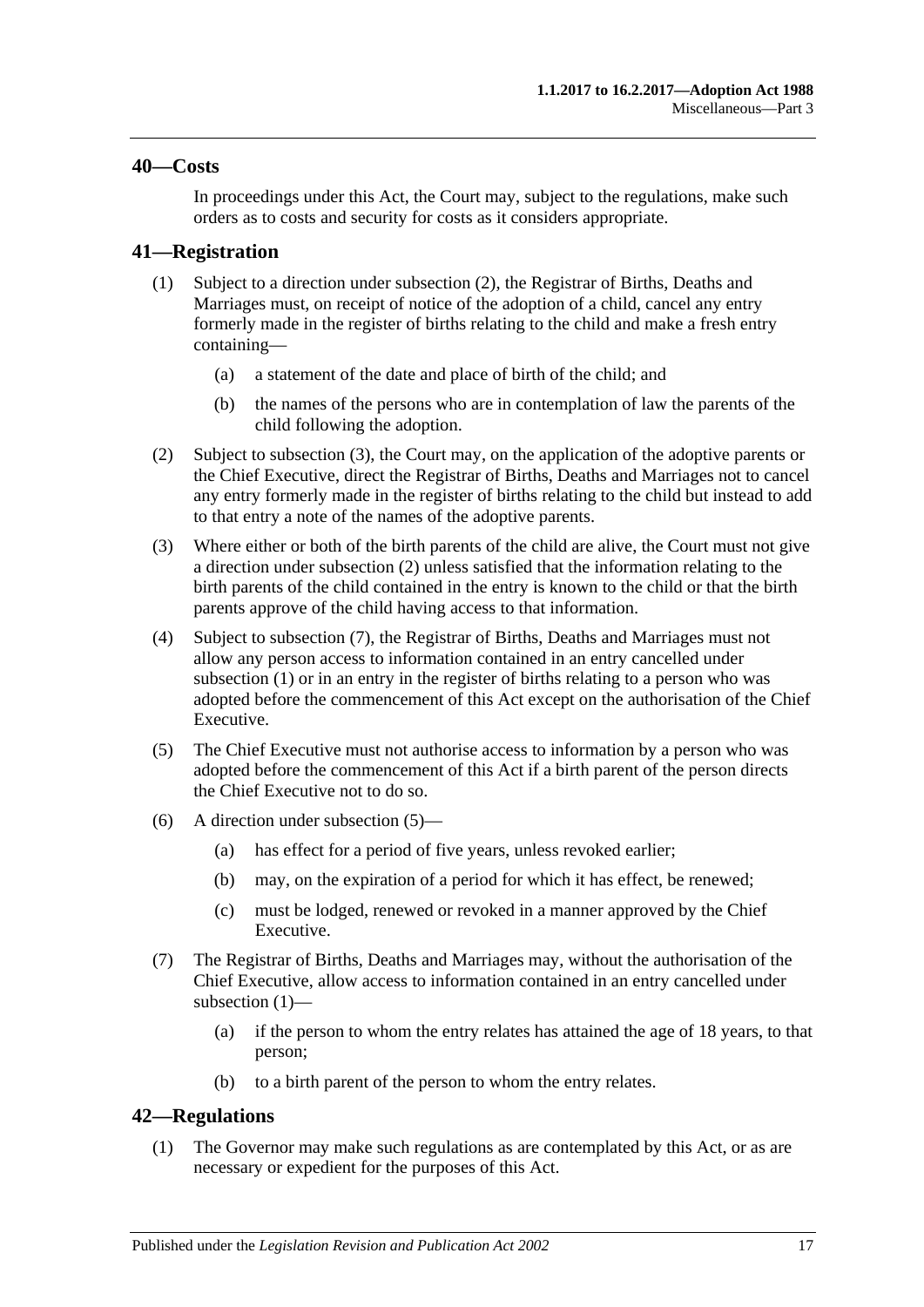## 40—Costs

In proceedings under this Act, the Court may, subject to the regulations, make such orders as to costs and security for costs as it considers appropriate.

## 41—Registration

(1) Subject to a direction under subsection (2), the Registrar of Births, Deaths and Marriages must, on receipt of notice of the adoption of a child, cancel any entry formerly made in the register of births relating to the child and make a fresh entry containing—

(a) a statement of the date and place of birth of the child; and

(b) the names of the persons who are in contemplation of law the parents of the child following the adoption.

(2) Subject to subsection (3), the Court may, on the application of the adoptive parents or the Chief Executive, direct the Registrar of Births, Deaths and Marriages not to cancel any entry formerly made in the register of births relating to the child but instead to add to that entry a note of the names of the adoptive parents.

(3) Where either or both of the birth parents of the child are alive, the Court must not give a direction under subsection (2) unless satisfied that the information relating to the birth parents of the child contained in the entry is known to the child or that the birth parents approve of the child having access to that information.

(4) Subject to subsection (7), the Registrar of Births, Deaths and Marriages must not allow any person access to information contained in an entry cancelled under subsection (1) or in an entry in the register of births relating to a person who was adopted before the commencement of this Act except on the authorisation of the Chief Executive.

(5) The Chief Executive must not authorise access to information by a person who was adopted before the commencement of this Act if a birth parent of the person directs the Chief Executive not to do so.

(6) A direction under subsection (5)—

(a) has effect for a period of five years, unless revoked earlier;

(b) may, on the expiration of a period for which it has effect, be renewed;

(c) must be lodged, renewed or revoked in a manner approved by the Chief Executive.

(7) The Registrar of Births, Deaths and Marriages may, without the authorisation of the Chief Executive, allow access to information contained in an entry cancelled under subsection (1)—

(a) if the person to whom the entry relates has attained the age of 18 years, to that person;

(b) to a birth parent of the person to whom the entry relates.

## 42—Regulations

(1) The Governor may make such regulations as are contemplated by this Act, or as are necessary or expedient for the purposes of this Act.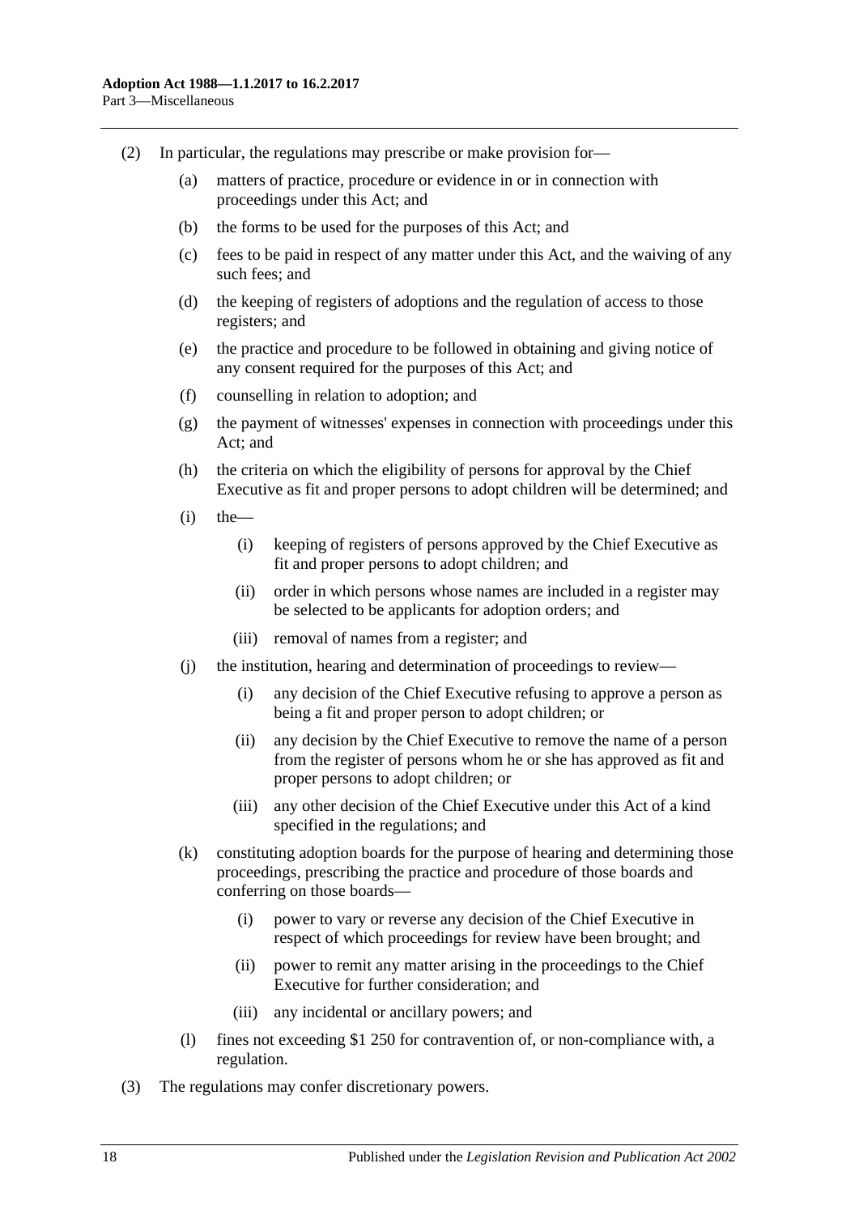(2) In particular, the regulations may prescribe or make provision for—

(a) matters of practice, procedure or evidence in or in connection with proceedings under this Act; and

(b) the forms to be used for the purposes of this Act; and

(c) fees to be paid in respect of any matter under this Act, and the waiving of any such fees; and

(d) the keeping of registers of adoptions and the regulation of access to those registers; and

(e) the practice and procedure to be followed in obtaining and giving notice of any consent required for the purposes of this Act; and

(f) counselling in relation to adoption; and

(g) the payment of witnesses' expenses in connection with proceedings under this Act; and

(h) the criteria on which the eligibility of persons for approval by the Chief Executive as fit and proper persons to adopt children will be determined; and

(i) the—

(i) keeping of registers of persons approved by the Chief Executive as fit and proper persons to adopt children; and

(ii) order in which persons whose names are included in a register may be selected to be applicants for adoption orders; and

(iii) removal of names from a register; and

(j) the institution, hearing and determination of proceedings to review—

(i) any decision of the Chief Executive refusing to approve a person as being a fit and proper person to adopt children; or

(ii) any decision by the Chief Executive to remove the name of a person from the register of persons whom he or she has approved as fit and proper persons to adopt children; or

(iii) any other decision of the Chief Executive under this Act of a kind specified in the regulations; and

(k) constituting adoption boards for the purpose of hearing and determining those proceedings, prescribing the practice and procedure of those boards and conferring on those boards—

(i) power to vary or reverse any decision of the Chief Executive in respect of which proceedings for review have been brought; and

(ii) power to remit any matter arising in the proceedings to the Chief Executive for further consideration; and

(iii) any incidental or ancillary powers; and

(l) fines not exceeding $1 250 for contravention of, or non-compliance with, a regulation.

(3) The regulations may confer discretionary powers.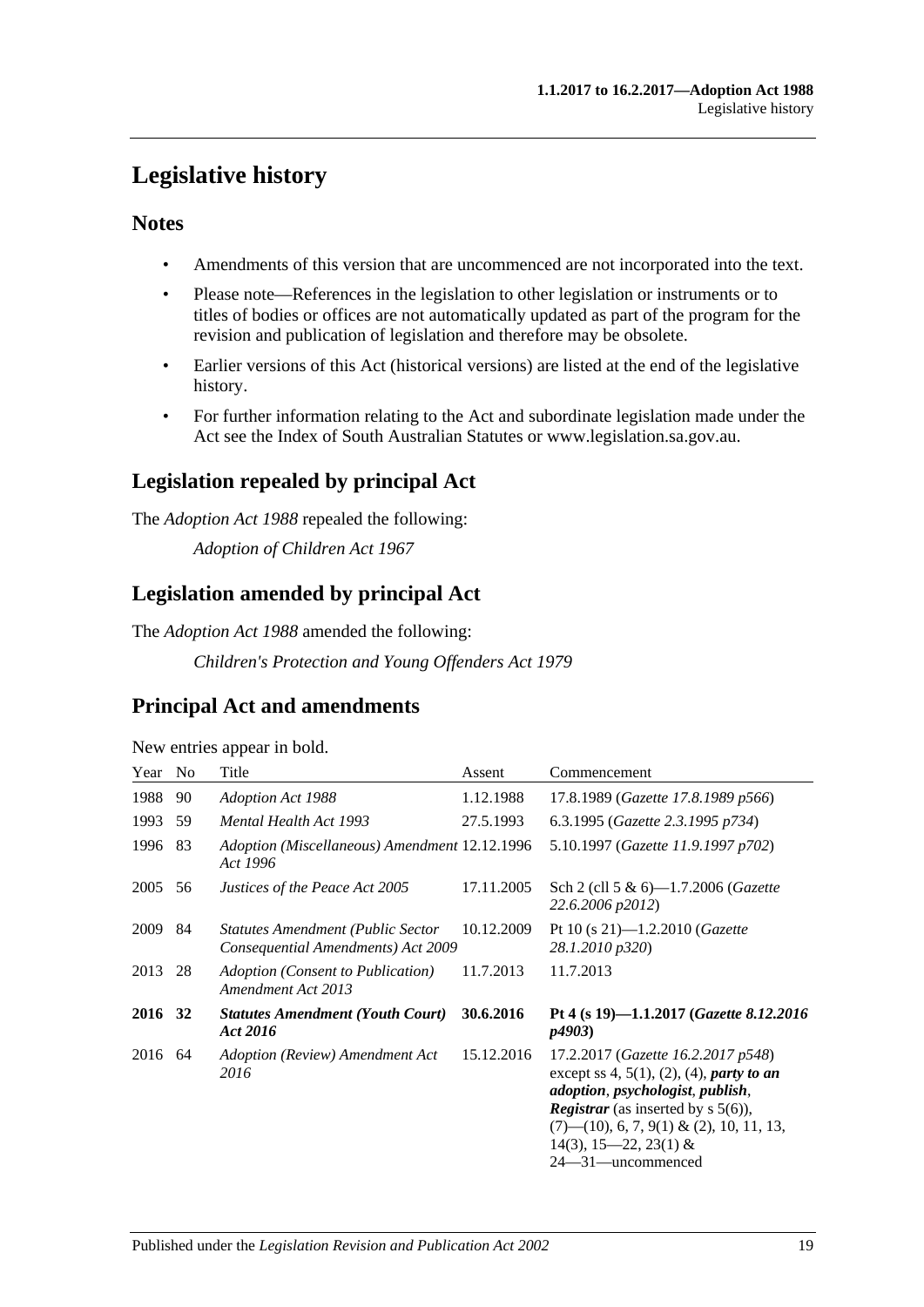# Legislative history

## Notes

- Amendments of this version that are uncommenced are not incorporated into the text.
- Please note—References in the legislation to other legislation or instruments or to titles of bodies or offices are not automatically updated as part of the program for the revision and publication of legislation and therefore may be obsolete.
- Earlier versions of this Act (historical versions) are listed at the end of the legislative history.
- For further information relating to the Act and subordinate legislation made under the Act see the Index of South Australian Statutes or www.legislation.sa.gov.au.

## Legislation repealed by principal Act

The *Adoption Act 1988* repealed the following:

*Adoption of Children Act 1967*

## Legislation amended by principal Act

The *Adoption Act 1988* amended the following:

*Children's Protection and Young Offenders Act 1979*

## Principal Act and amendments

New entries appear in bold.

| Year | No | Title | Assent | Commencement |
|---|---|---|---|---|
| 1988 | 90 | *Adoption Act 1988* | 1.12.1988 | 17.8.1989 (*Gazette 17.8.1989 p566*) |
| 1993 | 59 | *Mental Health Act 1993* | 27.5.1993 | 6.3.1995 (*Gazette 2.3.1995 p734*) |
| 1996 | 83 | *Adoption (Miscellaneous) Amendment Act 1996* | 12.12.1996 | 5.10.1997 (*Gazette 11.9.1997 p702*) |
| 2005 | 56 | *Justices of the Peace Act 2005* | 17.11.2005 | Sch 2 (cll 5 & 6)—1.7.2006 (*Gazette 22.6.2006 p2012*) |
| 2009 | 84 | *Statutes Amendment (Public Sector Consequential Amendments) Act 2009* | 10.12.2009 | Pt 10 (s 21)—1.2.2010 (*Gazette 28.1.2010 p320*) |
| 2013 | 28 | *Adoption (Consent to Publication) Amendment Act 2013* | 11.7.2013 | 11.7.2013 |
| **2016** | **32** | ***Statutes Amendment (Youth Court) Act 2016*** | **30.6.2016** | **Pt 4 (s 19)—1.1.2017 (*Gazette 8.12.2016 p4903*)** |
| 2016 | 64 | *Adoption (Review) Amendment Act 2016* | 15.12.2016 | 17.2.2017 (*Gazette 16.2.2017 p548*) except ss 4, 5(1), (2), (4), ***party to an adoption***, ***psychologist***, ***publish***, ***Registrar*** (as inserted by s 5(6)), (7)—(10), 6, 7, 9(1) & (2), 10, 11, 13, 14(3), 15—22, 23(1) & 24—31—uncommenced |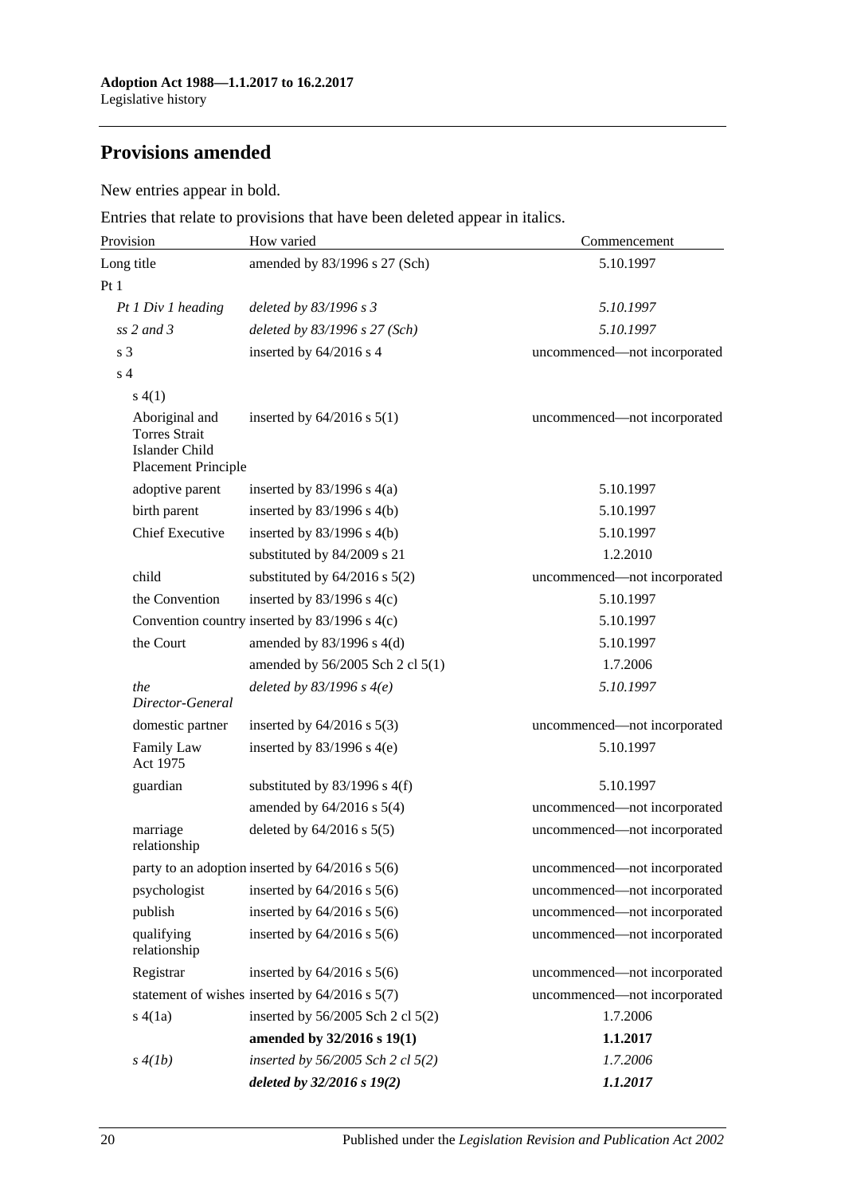## Provisions amended

New entries appear in bold.

Entries that relate to provisions that have been deleted appear in italics.

| Provision | How varied | Commencement |
|---|---|---|
| Long title | amended by 83/1996 s 27 (Sch) | 5.10.1997 |
| Pt 1 | | |
| *Pt 1 Div 1 heading* | *deleted by 83/1996 s 3* | *5.10.1997* |
| *ss 2 and 3* | *deleted by 83/1996 s 27 (Sch)* | *5.10.1997* |
| s 3 | inserted by 64/2016 s 4 | uncommenced—not incorporated |
| s 4 | | |
| s 4(1) | | |
| Aboriginal and Torres Strait Islander Child Placement Principle | inserted by 64/2016 s 5(1) | uncommenced—not incorporated |
| adoptive parent | inserted by 83/1996 s 4(a) | 5.10.1997 |
| birth parent | inserted by 83/1996 s 4(b) | 5.10.1997 |
| Chief Executive | inserted by 83/1996 s 4(b) | 5.10.1997 |
| | substituted by 84/2009 s 21 | 1.2.2010 |
| child | substituted by 64/2016 s 5(2) | uncommenced—not incorporated |
| the Convention | inserted by 83/1996 s 4(c) | 5.10.1997 |
| Convention country | inserted by 83/1996 s 4(c) | 5.10.1997 |
| the Court | amended by 83/1996 s 4(d) | 5.10.1997 |
| | amended by 56/2005 Sch 2 cl 5(1) | 1.7.2006 |
| *the Director-General* | *deleted by 83/1996 s 4(e)* | *5.10.1997* |
| domestic partner | inserted by 64/2016 s 5(3) | uncommenced—not incorporated |
| Family Law Act 1975 | inserted by 83/1996 s 4(e) | 5.10.1997 |
| guardian | substituted by 83/1996 s 4(f) | 5.10.1997 |
| | amended by 64/2016 s 5(4) | uncommenced—not incorporated |
| marriage relationship | deleted by 64/2016 s 5(5) | uncommenced—not incorporated |
| party to an adoption | inserted by 64/2016 s 5(6) | uncommenced—not incorporated |
| psychologist | inserted by 64/2016 s 5(6) | uncommenced—not incorporated |
| publish | inserted by 64/2016 s 5(6) | uncommenced—not incorporated |
| qualifying relationship | inserted by 64/2016 s 5(6) | uncommenced—not incorporated |
| Registrar | inserted by 64/2016 s 5(6) | uncommenced—not incorporated |
| statement of wishes | inserted by 64/2016 s 5(7) | uncommenced—not incorporated |
| s 4(1a) | inserted by 56/2005 Sch 2 cl 5(2) | 1.7.2006 |
| | **amended by 32/2016 s 19(1)** | **1.1.2017** |
| *s 4(1b)* | *inserted by 56/2005 Sch 2 cl 5(2)* | *1.7.2006* |
| | ***deleted by 32/2016 s 19(2)*** | ***1.1.2017*** |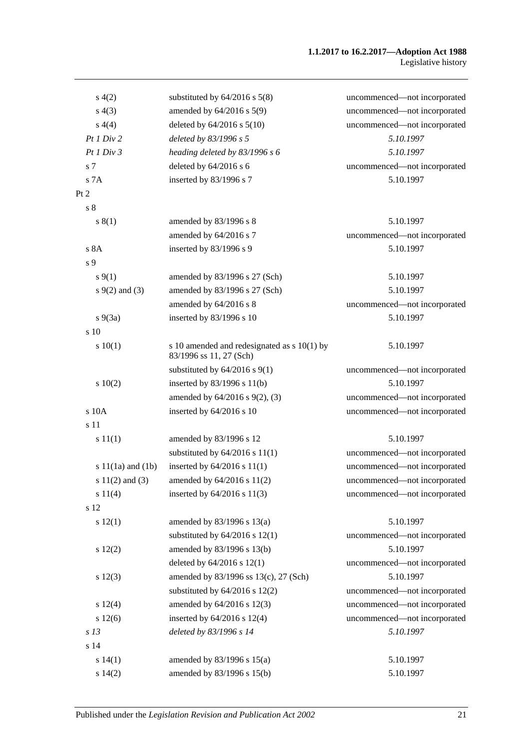| | | |
|---|---|---|
| s 4(2) | substituted by 64/2016 s 5(8) | uncommenced—not incorporated |
| s 4(3) | amended by 64/2016 s 5(9) | uncommenced—not incorporated |
| s 4(4) | deleted by 64/2016 s 5(10) | uncommenced—not incorporated |
| *Pt 1 Div 2* | *deleted by 83/1996 s 5* | *5.10.1997* |
| *Pt 1 Div 3* | *heading deleted by 83/1996 s 6* | *5.10.1997* |
| s 7 | deleted by 64/2016 s 6 | uncommenced—not incorporated |
| s 7A | inserted by 83/1996 s 7 | 5.10.1997 |
| Pt 2 | | |
| s 8 | | |
| s 8(1) | amended by 83/1996 s 8 | 5.10.1997 |
| | amended by 64/2016 s 7 | uncommenced—not incorporated |
| s 8A | inserted by 83/1996 s 9 | 5.10.1997 |
| s 9 | | |
| s 9(1) | amended by 83/1996 s 27 (Sch) | 5.10.1997 |
| s 9(2) and (3) | amended by 83/1996 s 27 (Sch) | 5.10.1997 |
| | amended by 64/2016 s 8 | uncommenced—not incorporated |
| s 9(3a) | inserted by 83/1996 s 10 | 5.10.1997 |
| s 10 | | |
| s 10(1) | s 10 amended and redesignated as s 10(1) by 83/1996 ss 11, 27 (Sch) | 5.10.1997 |
| | substituted by 64/2016 s 9(1) | uncommenced—not incorporated |
| s 10(2) | inserted by 83/1996 s 11(b) | 5.10.1997 |
| | amended by 64/2016 s 9(2), (3) | uncommenced—not incorporated |
| s 10A | inserted by 64/2016 s 10 | uncommenced—not incorporated |
| s 11 | | |
| s 11(1) | amended by 83/1996 s 12 | 5.10.1997 |
| | substituted by 64/2016 s 11(1) | uncommenced—not incorporated |
| s 11(1a) and (1b) | inserted by 64/2016 s 11(1) | uncommenced—not incorporated |
| s 11(2) and (3) | amended by 64/2016 s 11(2) | uncommenced—not incorporated |
| s 11(4) | inserted by 64/2016 s 11(3) | uncommenced—not incorporated |
| s 12 | | |
| s 12(1) | amended by 83/1996 s 13(a) | 5.10.1997 |
| | substituted by 64/2016 s 12(1) | uncommenced—not incorporated |
| s 12(2) | amended by 83/1996 s 13(b) | 5.10.1997 |
| | deleted by 64/2016 s 12(1) | uncommenced—not incorporated |
| s 12(3) | amended by 83/1996 ss 13(c), 27 (Sch) | 5.10.1997 |
| | substituted by 64/2016 s 12(2) | uncommenced—not incorporated |
| s 12(4) | amended by 64/2016 s 12(3) | uncommenced—not incorporated |
| s 12(6) | inserted by 64/2016 s 12(4) | uncommenced—not incorporated |
| *s 13* | *deleted by 83/1996 s 14* | *5.10.1997* |
| s 14 | | |
| s 14(1) | amended by 83/1996 s 15(a) | 5.10.1997 |
| s 14(2) | amended by 83/1996 s 15(b) | 5.10.1997 |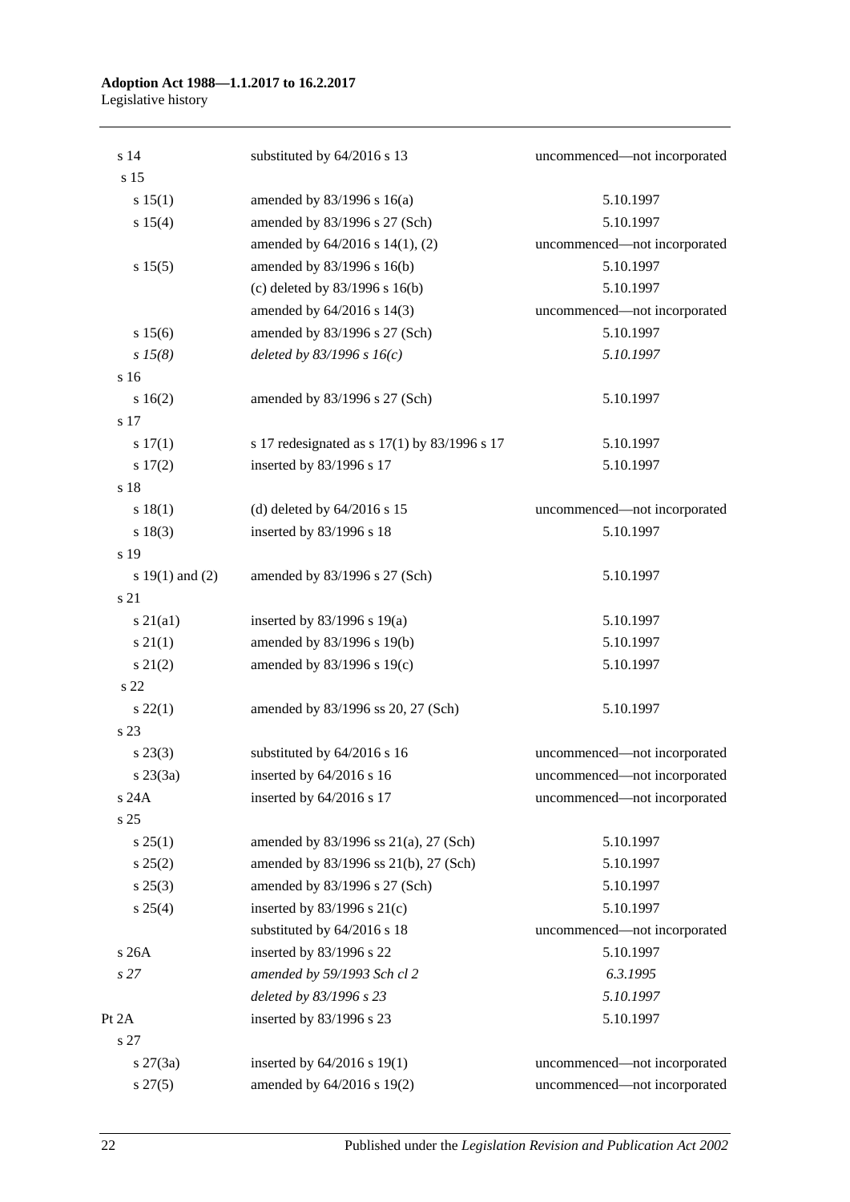| | | |
|---|---|---|
| s 14 | substituted by 64/2016 s 13 | uncommenced—not incorporated |
| s 15 | | |
| s 15(1) | amended by 83/1996 s 16(a) | 5.10.1997 |
| s 15(4) | amended by 83/1996 s 27 (Sch) | 5.10.1997 |
| | amended by 64/2016 s 14(1), (2) | uncommenced—not incorporated |
| s 15(5) | amended by 83/1996 s 16(b) | 5.10.1997 |
| | (c) deleted by 83/1996 s 16(b) | 5.10.1997 |
| | amended by 64/2016 s 14(3) | uncommenced—not incorporated |
| s 15(6) | amended by 83/1996 s 27 (Sch) | 5.10.1997 |
| *s 15(8)* | *deleted by 83/1996 s 16(c)* | *5.10.1997* |
| s 16 | | |
| s 16(2) | amended by 83/1996 s 27 (Sch) | 5.10.1997 |
| s 17 | | |
| s 17(1) | s 17 redesignated as s 17(1) by 83/1996 s 17 | 5.10.1997 |
| s 17(2) | inserted by 83/1996 s 17 | 5.10.1997 |
| s 18 | | |
| s 18(1) | (d) deleted by 64/2016 s 15 | uncommenced—not incorporated |
| s 18(3) | inserted by 83/1996 s 18 | 5.10.1997 |
| s 19 | | |
| s 19(1) and (2) | amended by 83/1996 s 27 (Sch) | 5.10.1997 |
| s 21 | | |
| s 21(a1) | inserted by 83/1996 s 19(a) | 5.10.1997 |
| s 21(1) | amended by 83/1996 s 19(b) | 5.10.1997 |
| s 21(2) | amended by 83/1996 s 19(c) | 5.10.1997 |
| s 22 | | |
| s 22(1) | amended by 83/1996 ss 20, 27 (Sch) | 5.10.1997 |
| s 23 | | |
| s 23(3) | substituted by 64/2016 s 16 | uncommenced—not incorporated |
| s 23(3a) | inserted by 64/2016 s 16 | uncommenced—not incorporated |
| s 24A | inserted by 64/2016 s 17 | uncommenced—not incorporated |
| s 25 | | |
| s 25(1) | amended by 83/1996 ss 21(a), 27 (Sch) | 5.10.1997 |
| s 25(2) | amended by 83/1996 ss 21(b), 27 (Sch) | 5.10.1997 |
| s 25(3) | amended by 83/1996 s 27 (Sch) | 5.10.1997 |
| s 25(4) | inserted by 83/1996 s 21(c) | 5.10.1997 |
| | substituted by 64/2016 s 18 | uncommenced—not incorporated |
| s 26A | inserted by 83/1996 s 22 | 5.10.1997 |
| *s 27* | *amended by 59/1993 Sch cl 2* | *6.3.1995* |
| | *deleted by 83/1996 s 23* | *5.10.1997* |
| Pt 2A | inserted by 83/1996 s 23 | 5.10.1997 |
| s 27 | | |
| s 27(3a) | inserted by 64/2016 s 19(1) | uncommenced—not incorporated |
| s 27(5) | amended by 64/2016 s 19(2) | uncommenced—not incorporated |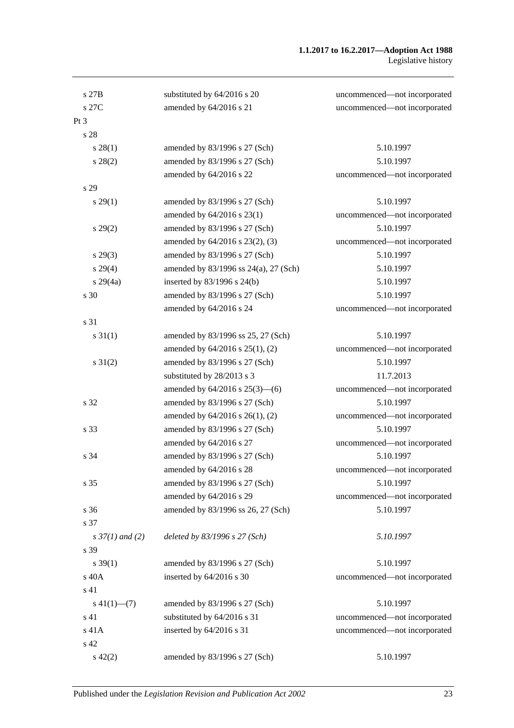| | | |
|---|---|---|
| s 27B | substituted by 64/2016 s 20 | uncommenced—not incorporated |
| s 27C | amended by 64/2016 s 21 | uncommenced—not incorporated |
| Pt 3 | | |
| s 28 | | |
| s 28(1) | amended by 83/1996 s 27 (Sch) | 5.10.1997 |
| s 28(2) | amended by 83/1996 s 27 (Sch) | 5.10.1997 |
| | amended by 64/2016 s 22 | uncommenced—not incorporated |
| s 29 | | |
| s 29(1) | amended by 83/1996 s 27 (Sch) | 5.10.1997 |
| | amended by 64/2016 s 23(1) | uncommenced—not incorporated |
| s 29(2) | amended by 83/1996 s 27 (Sch) | 5.10.1997 |
| | amended by 64/2016 s 23(2), (3) | uncommenced—not incorporated |
| s 29(3) | amended by 83/1996 s 27 (Sch) | 5.10.1997 |
| s 29(4) | amended by 83/1996 ss 24(a), 27 (Sch) | 5.10.1997 |
| s 29(4a) | inserted by 83/1996 s 24(b) | 5.10.1997 |
| s 30 | amended by 83/1996 s 27 (Sch) | 5.10.1997 |
| | amended by 64/2016 s 24 | uncommenced—not incorporated |
| s 31 | | |
| s 31(1) | amended by 83/1996 ss 25, 27 (Sch) | 5.10.1997 |
| | amended by 64/2016 s 25(1), (2) | uncommenced—not incorporated |
| s 31(2) | amended by 83/1996 s 27 (Sch) | 5.10.1997 |
| | substituted by 28/2013 s 3 | 11.7.2013 |
| | amended by 64/2016 s 25(3)—(6) | uncommenced—not incorporated |
| s 32 | amended by 83/1996 s 27 (Sch) | 5.10.1997 |
| | amended by 64/2016 s 26(1), (2) | uncommenced—not incorporated |
| s 33 | amended by 83/1996 s 27 (Sch) | 5.10.1997 |
| | amended by 64/2016 s 27 | uncommenced—not incorporated |
| s 34 | amended by 83/1996 s 27 (Sch) | 5.10.1997 |
| | amended by 64/2016 s 28 | uncommenced—not incorporated |
| s 35 | amended by 83/1996 s 27 (Sch) | 5.10.1997 |
| | amended by 64/2016 s 29 | uncommenced—not incorporated |
| s 36 | amended by 83/1996 ss 26, 27 (Sch) | 5.10.1997 |
| s 37 | | |
| *s 37(1) and (2)* | *deleted by 83/1996 s 27 (Sch)* | *5.10.1997* |
| s 39 | | |
| s 39(1) | amended by 83/1996 s 27 (Sch) | 5.10.1997 |
| s 40A | inserted by 64/2016 s 30 | uncommenced—not incorporated |
| s 41 | | |
| s 41(1)—(7) | amended by 83/1996 s 27 (Sch) | 5.10.1997 |
| s 41 | substituted by 64/2016 s 31 | uncommenced—not incorporated |
| s 41A | inserted by 64/2016 s 31 | uncommenced—not incorporated |
| s 42 | | |
| s 42(2) | amended by 83/1996 s 27 (Sch) | 5.10.1997 |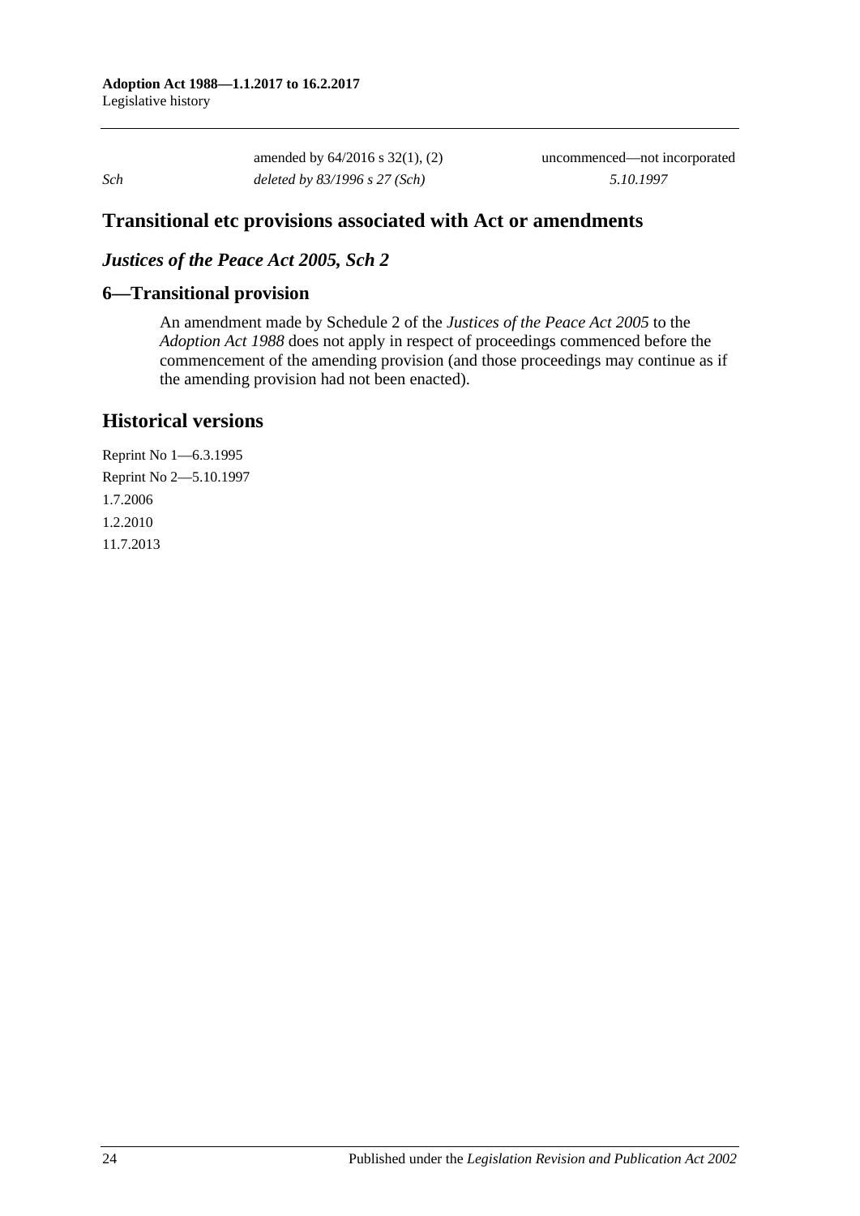| | | |
|---|---|---|
| | amended by 64/2016 s 32(1), (2) | uncommenced—not incorporated |
| *Sch* | *deleted by 83/1996 s 27 (Sch)* | *5.10.1997* |

## Transitional etc provisions associated with Act or amendments

### *Justices of the Peace Act 2005, Sch 2*

### 6—Transitional provision

An amendment made by Schedule 2 of the *Justices of the Peace Act 2005* to the *Adoption Act 1988* does not apply in respect of proceedings commenced before the commencement of the amending provision (and those proceedings may continue as if the amending provision had not been enacted).

## Historical versions

Reprint No 1—6.3.1995

Reprint No 2—5.10.1997

1.7.2006

1.2.2010

11.7.2013